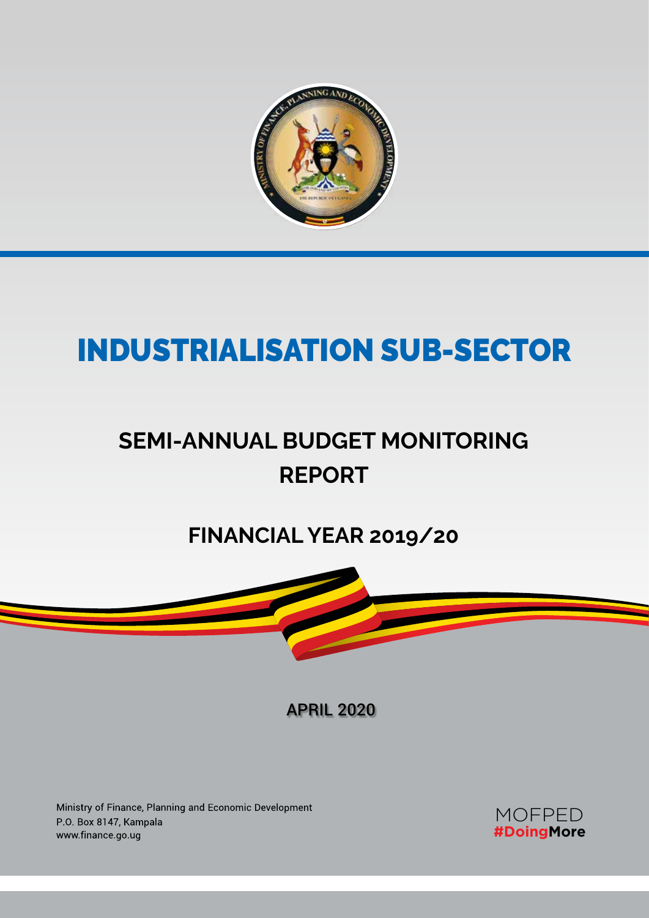# INDUSTRIALISATION SUB-SECTOR

## SEMI-ANNUAL BUDGET MONITORING REPORT

## FINANCIAL YEAR 2019/20

APRIL 2020

Ministry of Finance, Planning and Economic Development
P.O. Box 8147, Kampala
www.finance.go.ug

MOFPED
#DoingMore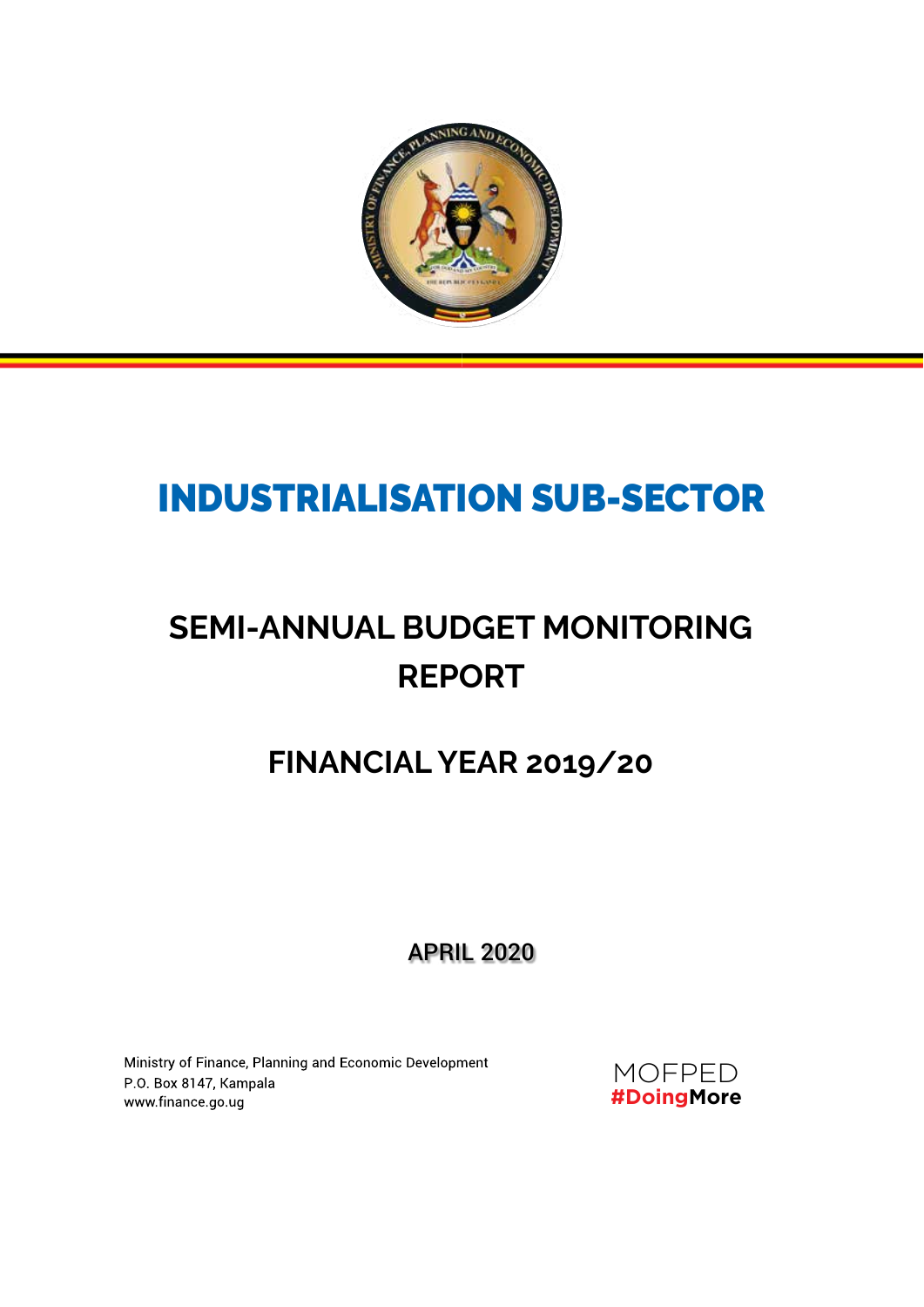# INDUSTRIALISATION SUB-SECTOR

## SEMI-ANNUAL BUDGET MONITORING REPORT

## FINANCIAL YEAR 2019/20

APRIL 2020

Ministry of Finance, Planning and Economic Development
P.O. Box 8147, Kampala
www.finance.go.ug

MOFPED
#DoingMore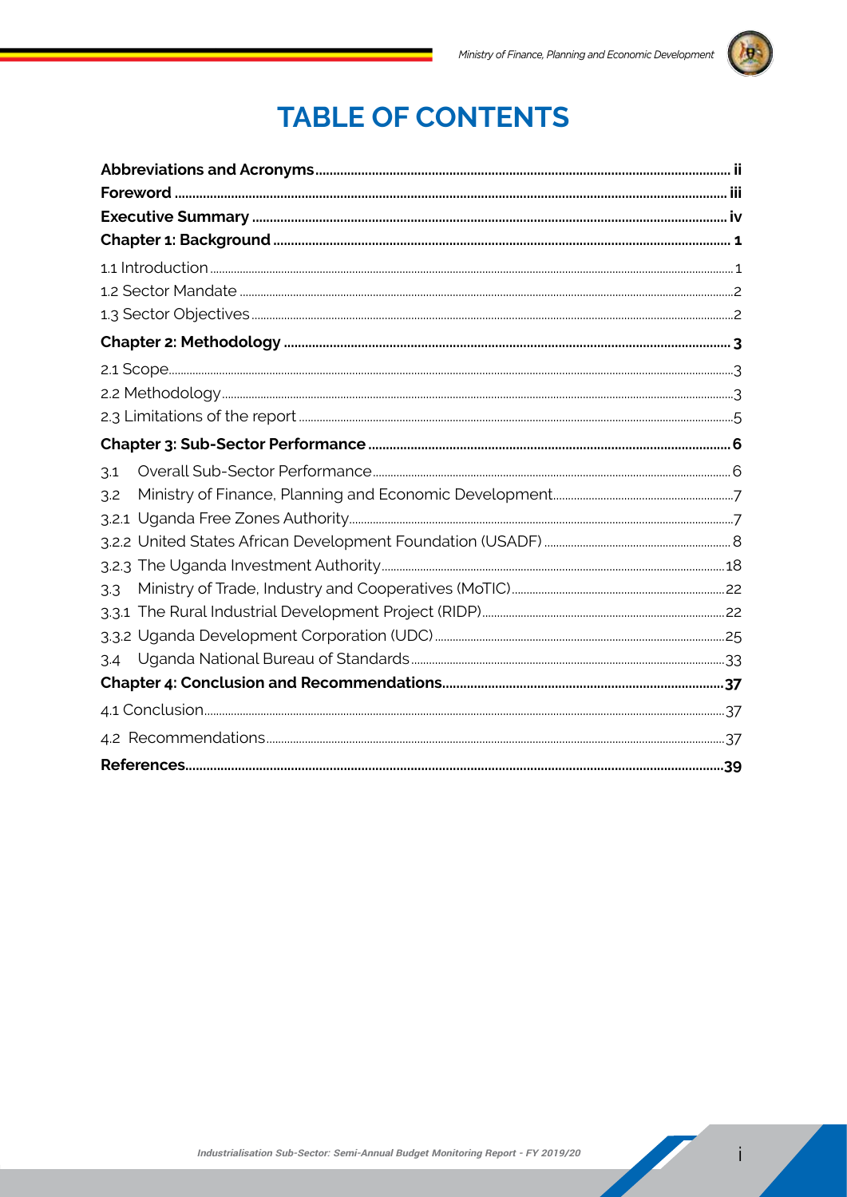# TABLE OF CONTENTS

**Abbreviations and Acronyms** ..................... ii

**Foreword** ..................... iii

**Executive Summary** ..................... iv

**Chapter 1: Background** ..................... 1

1.1 Introduction ..................... 1

1.2 Sector Mandate ..................... 2

1.3 Sector Objectives ..................... 2

**Chapter 2: Methodology** ..................... 3

2.1 Scope ..................... 3

2.2 Methodology ..................... 3

2.3 Limitations of the report ..................... 5

**Chapter 3: Sub-Sector Performance** ..................... 6

3.1 Overall Sub-Sector Performance ..................... 6

3.2 Ministry of Finance, Planning and Economic Development ..................... 7

3.2.1 Uganda Free Zones Authority ..................... 7

3.2.2 United States African Development Foundation (USADF) ..................... 8

3.2.3 The Uganda Investment Authority ..................... 18

3.3 Ministry of Trade, Industry and Cooperatives (MoTIC) ..................... 22

3.3.1 The Rural Industrial Development Project (RIDP) ..................... 22

3.3.2 Uganda Development Corporation (UDC) ..................... 25

3.4 Uganda National Bureau of Standards ..................... 33

**Chapter 4: Conclusion and Recommendations** ..................... 37

4.1 Conclusion ..................... 37

4.2 Recommendations ..................... 37

**References** ..................... 39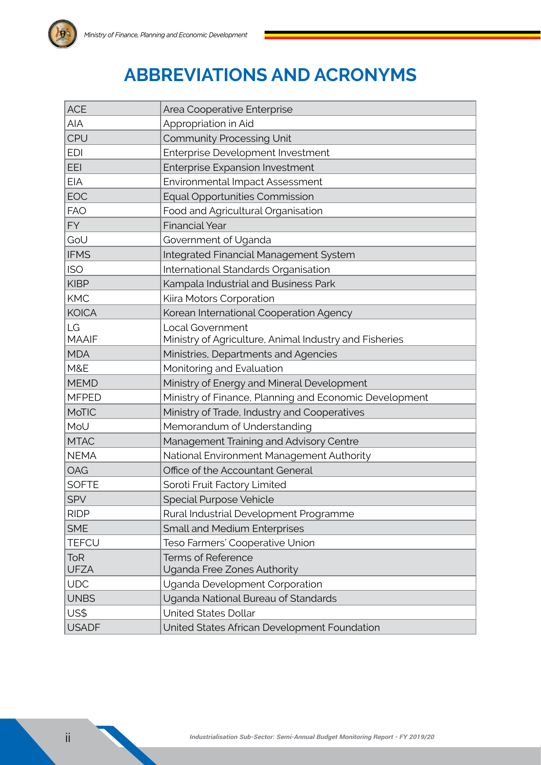# ABBREVIATIONS AND ACRONYMS

| | |
|---|---|
| ACE | Area Cooperative Enterprise |
| AIA | Appropriation in Aid |
| CPU | Community Processing Unit |
| EDI | Enterprise Development Investment |
| EEI | Enterprise Expansion Investment |
| EIA | Environmental Impact Assessment |
| EOC | Equal Opportunities Commission |
| FAO | Food and Agricultural Organisation |
| FY | Financial Year |
| GoU | Government of Uganda |
| IFMS | Integrated Financial Management System |
| ISO | International Standards Organisation |
| KIBP | Kampala Industrial and Business Park |
| KMC | Kiira Motors Corporation |
| KOICA | Korean International Cooperation Agency |
| LG | Local Government |
| MAAIF | Ministry of Agriculture, Animal Industry and Fisheries |
| MDA | Ministries, Departments and Agencies |
| M&E | Monitoring and Evaluation |
| MEMD | Ministry of Energy and Mineral Development |
| MFPED | Ministry of Finance, Planning and Economic Development |
| MoTIC | Ministry of Trade, Industry and Cooperatives |
| MoU | Memorandum of Understanding |
| MTAC | Management Training and Advisory Centre |
| NEMA | National Environment Management Authority |
| OAG | Office of the Accountant General |
| SOFTE | Soroti Fruit Factory Limited |
| SPV | Special Purpose Vehicle |
| RIDP | Rural Industrial Development Programme |
| SME | Small and Medium Enterprises |
| TEFCU | Teso Farmers' Cooperative Union |
| ToR | Terms of Reference |
| UFZA | Uganda Free Zones Authority |
| UDC | Uganda Development Corporation |
| UNBS | Uganda National Bureau of Standards |
| US$ | United States Dollar |
| USADF | United States African Development Foundation |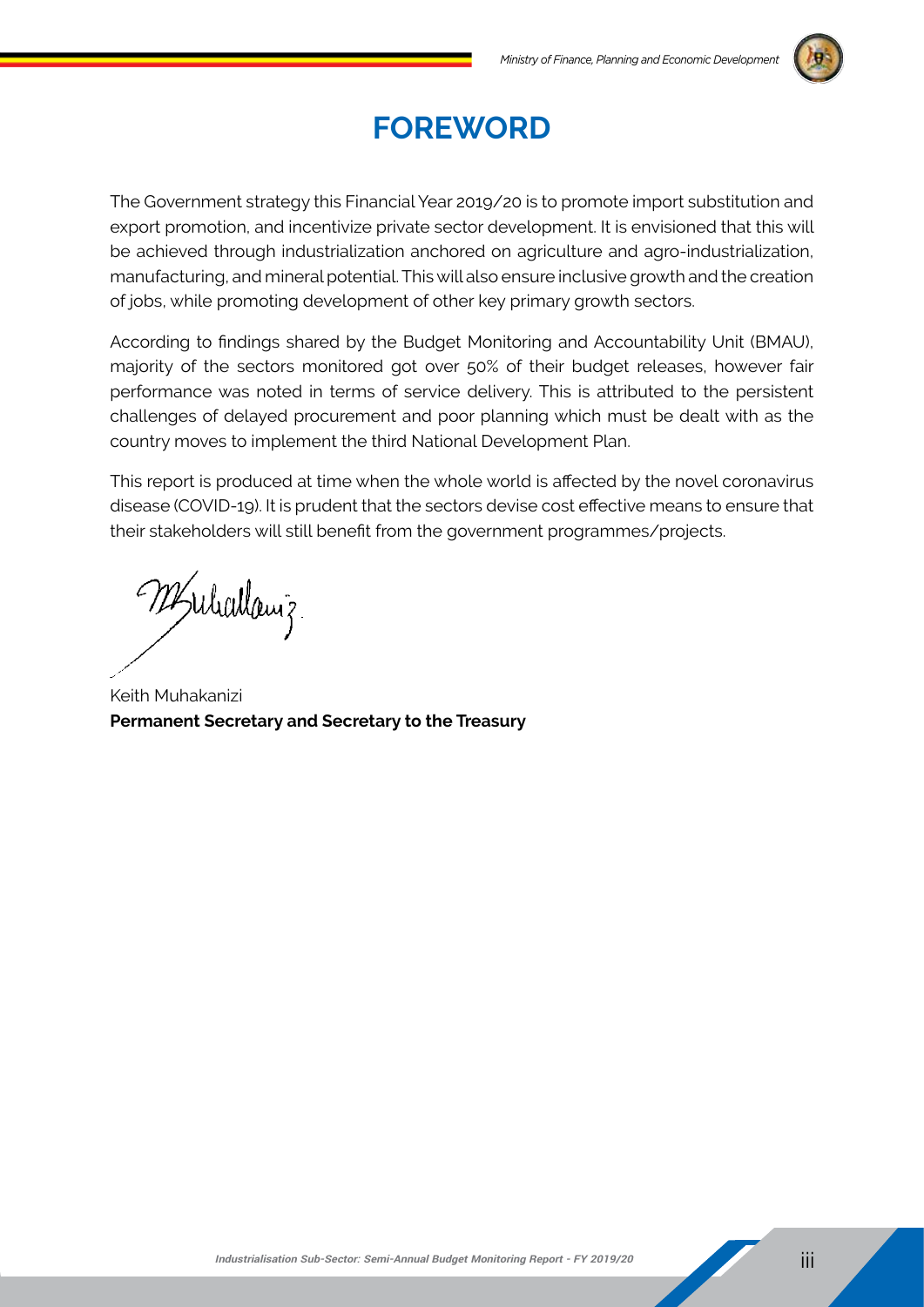# FOREWORD

The Government strategy this Financial Year 2019/20 is to promote import substitution and export promotion, and incentivize private sector development. It is envisioned that this will be achieved through industrialization anchored on agriculture and agro-industrialization, manufacturing, and mineral potential. This will also ensure inclusive growth and the creation of jobs, while promoting development of other key primary growth sectors.

According to findings shared by the Budget Monitoring and Accountability Unit (BMAU), majority of the sectors monitored got over 50% of their budget releases, however fair performance was noted in terms of service delivery. This is attributed to the persistent challenges of delayed procurement and poor planning which must be dealt with as the country moves to implement the third National Development Plan.

This report is produced at time when the whole world is affected by the novel coronavirus disease (COVID-19). It is prudent that the sectors devise cost effective means to ensure that their stakeholders will still benefit from the government programmes/projects.

Keith Muhakanizi
**Permanent Secretary and Secretary to the Treasury**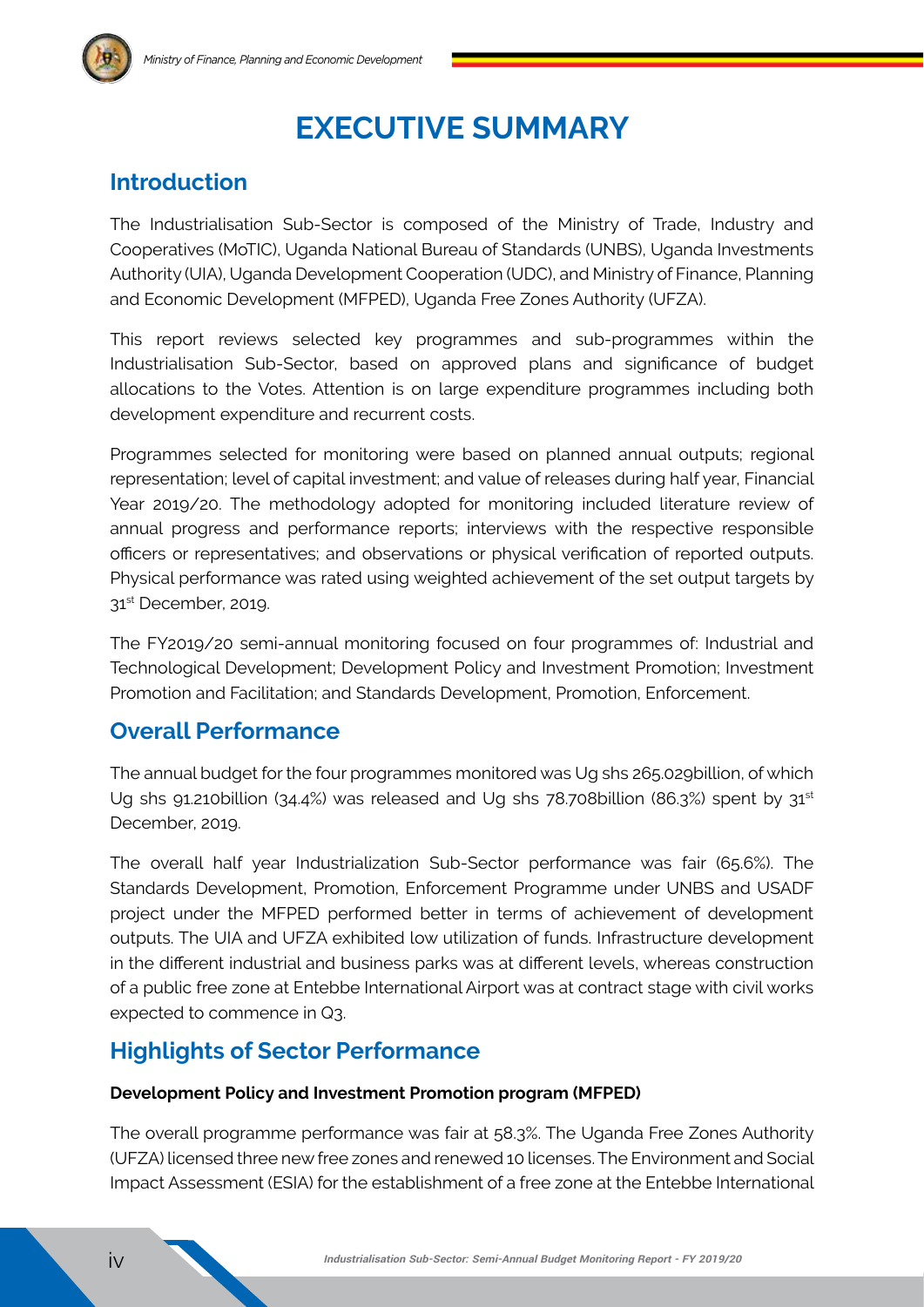# EXECUTIVE SUMMARY

## Introduction

The Industrialisation Sub-Sector is composed of the Ministry of Trade, Industry and Cooperatives (MoTIC), Uganda National Bureau of Standards (UNBS), Uganda Investments Authority (UIA), Uganda Development Cooperation (UDC), and Ministry of Finance, Planning and Economic Development (MFPED), Uganda Free Zones Authority (UFZA).

This report reviews selected key programmes and sub-programmes within the Industrialisation Sub-Sector, based on approved plans and significance of budget allocations to the Votes. Attention is on large expenditure programmes including both development expenditure and recurrent costs.

Programmes selected for monitoring were based on planned annual outputs; regional representation; level of capital investment; and value of releases during half year, Financial Year 2019/20. The methodology adopted for monitoring included literature review of annual progress and performance reports; interviews with the respective responsible officers or representatives; and observations or physical verification of reported outputs. Physical performance was rated using weighted achievement of the set output targets by 31st December, 2019.

The FY2019/20 semi-annual monitoring focused on four programmes of: Industrial and Technological Development; Development Policy and Investment Promotion; Investment Promotion and Facilitation; and Standards Development, Promotion, Enforcement.

## Overall Performance

The annual budget for the four programmes monitored was Ug shs 265.029billion, of which Ug shs 91.210billion (34.4%) was released and Ug shs 78.708billion (86.3%) spent by 31st December, 2019.

The overall half year Industrialization Sub-Sector performance was fair (65.6%). The Standards Development, Promotion, Enforcement Programme under UNBS and USADF project under the MFPED performed better in terms of achievement of development outputs. The UIA and UFZA exhibited low utilization of funds. Infrastructure development in the different industrial and business parks was at different levels, whereas construction of a public free zone at Entebbe International Airport was at contract stage with civil works expected to commence in Q3.

## Highlights of Sector Performance

**Development Policy and Investment Promotion program (MFPED)**

The overall programme performance was fair at 58.3%. The Uganda Free Zones Authority (UFZA) licensed three new free zones and renewed 10 licenses. The Environment and Social Impact Assessment (ESIA) for the establishment of a free zone at the Entebbe International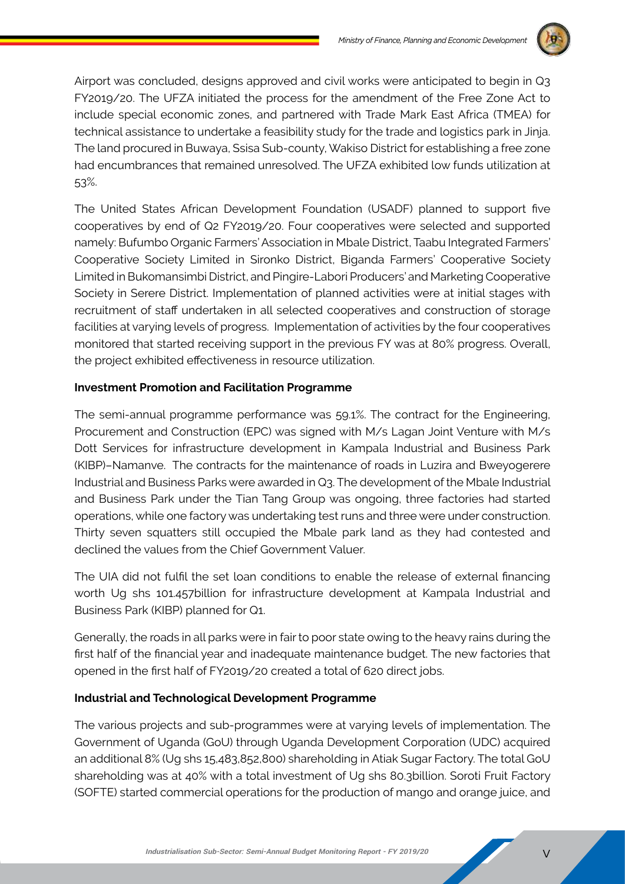Airport was concluded, designs approved and civil works were anticipated to begin in Q3 FY2019/20. The UFZA initiated the process for the amendment of the Free Zone Act to include special economic zones, and partnered with Trade Mark East Africa (TMEA) for technical assistance to undertake a feasibility study for the trade and logistics park in Jinja. The land procured in Buwaya, Ssisa Sub-county, Wakiso District for establishing a free zone had encumbrances that remained unresolved. The UFZA exhibited low funds utilization at 53%.

The United States African Development Foundation (USADF) planned to support five cooperatives by end of Q2 FY2019/20. Four cooperatives were selected and supported namely: Bufumbo Organic Farmers' Association in Mbale District, Taabu Integrated Farmers' Cooperative Society Limited in Sironko District, Biganda Farmers' Cooperative Society Limited in Bukomansimbi District, and Pingire-Labori Producers' and Marketing Cooperative Society in Serere District. Implementation of planned activities were at initial stages with recruitment of staff undertaken in all selected cooperatives and construction of storage facilities at varying levels of progress. Implementation of activities by the four cooperatives monitored that started receiving support in the previous FY was at 80% progress. Overall, the project exhibited effectiveness in resource utilization.

**Investment Promotion and Facilitation Programme**

The semi-annual programme performance was 59.1%. The contract for the Engineering, Procurement and Construction (EPC) was signed with M/s Lagan Joint Venture with M/s Dott Services for infrastructure development in Kampala Industrial and Business Park (KIBP)–Namanve. The contracts for the maintenance of roads in Luzira and Bweyogerere Industrial and Business Parks were awarded in Q3. The development of the Mbale Industrial and Business Park under the Tian Tang Group was ongoing, three factories had started operations, while one factory was undertaking test runs and three were under construction. Thirty seven squatters still occupied the Mbale park land as they had contested and declined the values from the Chief Government Valuer.

The UIA did not fulfil the set loan conditions to enable the release of external financing worth Ug shs 101.457billion for infrastructure development at Kampala Industrial and Business Park (KIBP) planned for Q1.

Generally, the roads in all parks were in fair to poor state owing to the heavy rains during the first half of the financial year and inadequate maintenance budget. The new factories that opened in the first half of FY2019/20 created a total of 620 direct jobs.

**Industrial and Technological Development Programme**

The various projects and sub-programmes were at varying levels of implementation. The Government of Uganda (GoU) through Uganda Development Corporation (UDC) acquired an additional 8% (Ug shs 15,483,852,800) shareholding in Atiak Sugar Factory. The total GoU shareholding was at 40% with a total investment of Ug shs 80.3billion. Soroti Fruit Factory (SOFTE) started commercial operations for the production of mango and orange juice, and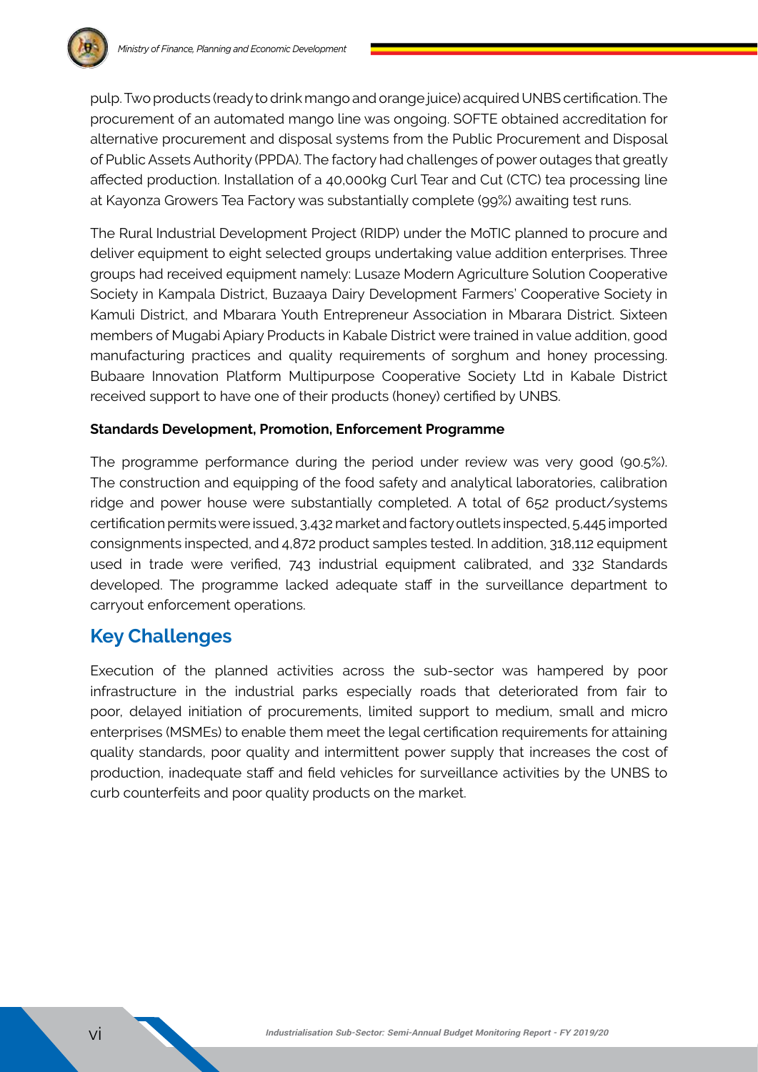pulp. Two products (ready to drink mango and orange juice) acquired UNBS certification. The procurement of an automated mango line was ongoing. SOFTE obtained accreditation for alternative procurement and disposal systems from the Public Procurement and Disposal of Public Assets Authority (PPDA). The factory had challenges of power outages that greatly affected production. Installation of a 40,000kg Curl Tear and Cut (CTC) tea processing line at Kayonza Growers Tea Factory was substantially complete (99%) awaiting test runs.

The Rural Industrial Development Project (RIDP) under the MoTIC planned to procure and deliver equipment to eight selected groups undertaking value addition enterprises. Three groups had received equipment namely: Lusaze Modern Agriculture Solution Cooperative Society in Kampala District, Buzaaya Dairy Development Farmers' Cooperative Society in Kamuli District, and Mbarara Youth Entrepreneur Association in Mbarara District. Sixteen members of Mugabi Apiary Products in Kabale District were trained in value addition, good manufacturing practices and quality requirements of sorghum and honey processing. Bubaare Innovation Platform Multipurpose Cooperative Society Ltd in Kabale District received support to have one of their products (honey) certified by UNBS.

**Standards Development, Promotion, Enforcement Programme**

The programme performance during the period under review was very good (90.5%). The construction and equipping of the food safety and analytical laboratories, calibration ridge and power house were substantially completed. A total of 652 product/systems certification permits were issued, 3,432 market and factory outlets inspected, 5,445 imported consignments inspected, and 4,872 product samples tested. In addition, 318,112 equipment used in trade were verified, 743 industrial equipment calibrated, and 332 Standards developed. The programme lacked adequate staff in the surveillance department to carryout enforcement operations.

## Key Challenges

Execution of the planned activities across the sub-sector was hampered by poor infrastructure in the industrial parks especially roads that deteriorated from fair to poor, delayed initiation of procurements, limited support to medium, small and micro enterprises (MSMEs) to enable them meet the legal certification requirements for attaining quality standards, poor quality and intermittent power supply that increases the cost of production, inadequate staff and field vehicles for surveillance activities by the UNBS to curb counterfeits and poor quality products on the market.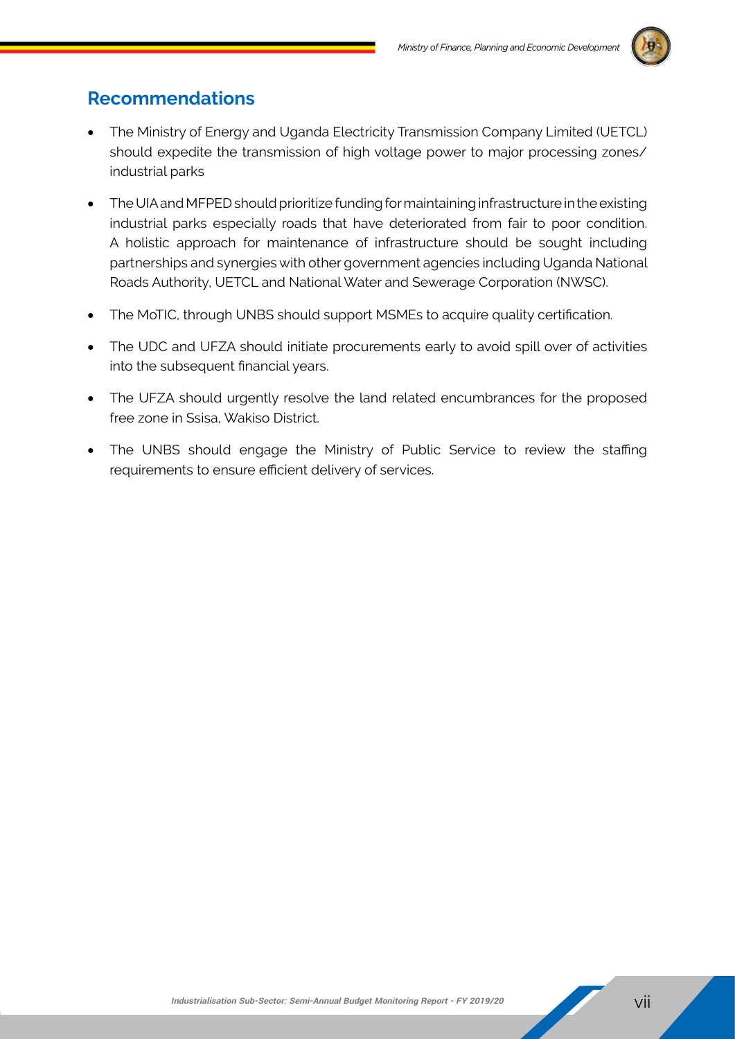## Recommendations

- The Ministry of Energy and Uganda Electricity Transmission Company Limited (UETCL) should expedite the transmission of high voltage power to major processing zones/ industrial parks
- The UIA and MFPED should prioritize funding for maintaining infrastructure in the existing industrial parks especially roads that have deteriorated from fair to poor condition. A holistic approach for maintenance of infrastructure should be sought including partnerships and synergies with other government agencies including Uganda National Roads Authority, UETCL and National Water and Sewerage Corporation (NWSC).
- The MoTIC, through UNBS should support MSMEs to acquire quality certification.
- The UDC and UFZA should initiate procurements early to avoid spill over of activities into the subsequent financial years.
- The UFZA should urgently resolve the land related encumbrances for the proposed free zone in Ssisa, Wakiso District.
- The UNBS should engage the Ministry of Public Service to review the staffing requirements to ensure efficient delivery of services.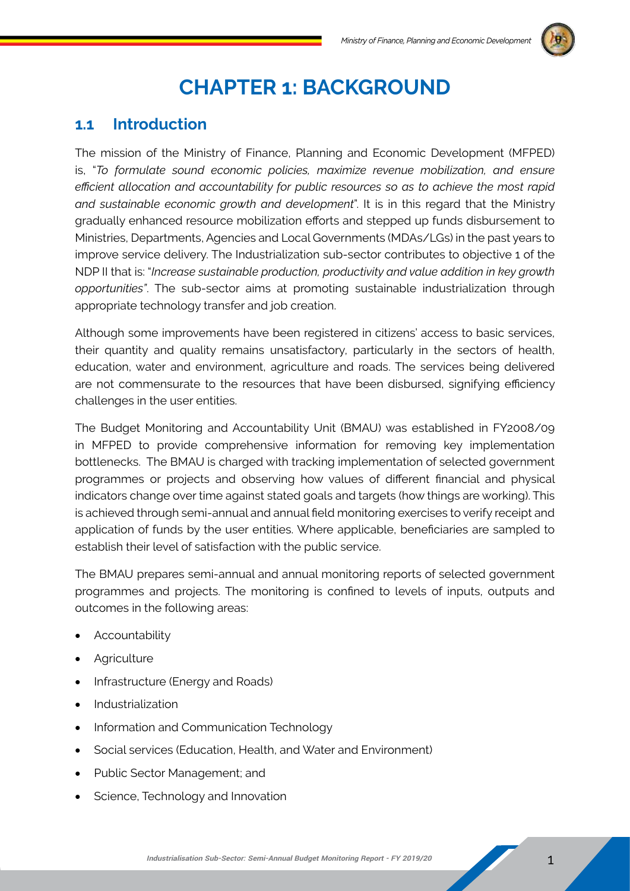# CHAPTER 1: BACKGROUND

## 1.1 Introduction

The mission of the Ministry of Finance, Planning and Economic Development (MFPED) is, "*To formulate sound economic policies, maximize revenue mobilization, and ensure efficient allocation and accountability for public resources so as to achieve the most rapid and sustainable economic growth and development*". It is in this regard that the Ministry gradually enhanced resource mobilization efforts and stepped up funds disbursement to Ministries, Departments, Agencies and Local Governments (MDAs/LGs) in the past years to improve service delivery. The Industrialization sub-sector contributes to objective 1 of the NDP II that is: "*Increase sustainable production, productivity and value addition in key growth opportunities"*. The sub-sector aims at promoting sustainable industrialization through appropriate technology transfer and job creation.

Although some improvements have been registered in citizens' access to basic services, their quantity and quality remains unsatisfactory, particularly in the sectors of health, education, water and environment, agriculture and roads. The services being delivered are not commensurate to the resources that have been disbursed, signifying efficiency challenges in the user entities.

The Budget Monitoring and Accountability Unit (BMAU) was established in FY2008/09 in MFPED to provide comprehensive information for removing key implementation bottlenecks. The BMAU is charged with tracking implementation of selected government programmes or projects and observing how values of different financial and physical indicators change over time against stated goals and targets (how things are working). This is achieved through semi-annual and annual field monitoring exercises to verify receipt and application of funds by the user entities. Where applicable, beneficiaries are sampled to establish their level of satisfaction with the public service.

The BMAU prepares semi-annual and annual monitoring reports of selected government programmes and projects. The monitoring is confined to levels of inputs, outputs and outcomes in the following areas:

- Accountability
- Agriculture
- Infrastructure (Energy and Roads)
- Industrialization
- Information and Communication Technology
- Social services (Education, Health, and Water and Environment)
- Public Sector Management; and
- Science, Technology and Innovation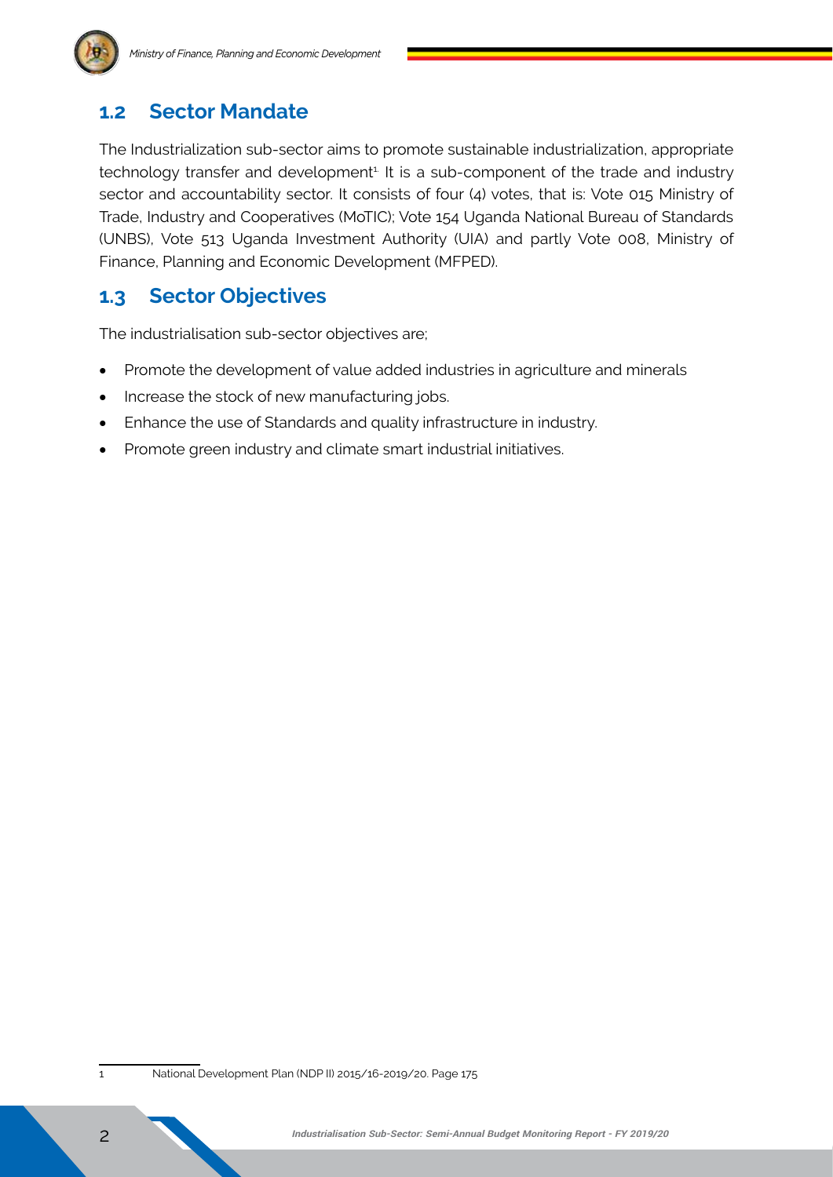## 1.2 Sector Mandate

The Industrialization sub-sector aims to promote sustainable industrialization, appropriate technology transfer and development[1]. It is a sub-component of the trade and industry sector and accountability sector. It consists of four (4) votes, that is: Vote 015 Ministry of Trade, Industry and Cooperatives (MoTIC); Vote 154 Uganda National Bureau of Standards (UNBS), Vote 513 Uganda Investment Authority (UIA) and partly Vote 008, Ministry of Finance, Planning and Economic Development (MFPED).

## 1.3 Sector Objectives

The industrialisation sub-sector objectives are;

- Promote the development of value added industries in agriculture and minerals
- Increase the stock of new manufacturing jobs.
- Enhance the use of Standards and quality infrastructure in industry.
- Promote green industry and climate smart industrial initiatives.

---

1 National Development Plan (NDP II) 2015/16-2019/20. Page 175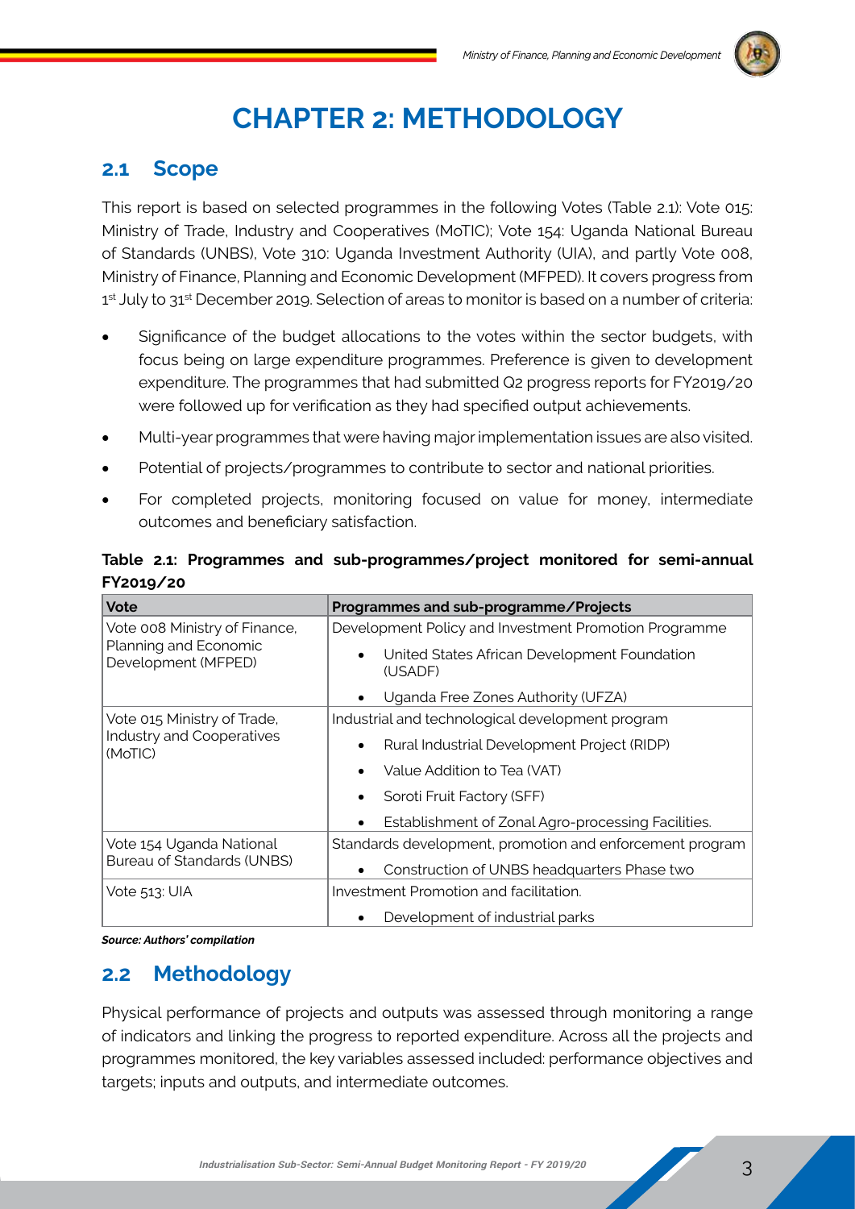# CHAPTER 2: METHODOLOGY

## 2.1 Scope

This report is based on selected programmes in the following Votes (Table 2.1): Vote 015: Ministry of Trade, Industry and Cooperatives (MoTIC); Vote 154: Uganda National Bureau of Standards (UNBS), Vote 310: Uganda Investment Authority (UIA), and partly Vote 008, Ministry of Finance, Planning and Economic Development (MFPED). It covers progress from 1st July to 31st December 2019. Selection of areas to monitor is based on a number of criteria:

- Significance of the budget allocations to the votes within the sector budgets, with focus being on large expenditure programmes. Preference is given to development expenditure. The programmes that had submitted Q2 progress reports for FY2019/20 were followed up for verification as they had specified output achievements.
- Multi-year programmes that were having major implementation issues are also visited.
- Potential of projects/programmes to contribute to sector and national priorities.
- For completed projects, monitoring focused on value for money, intermediate outcomes and beneficiary satisfaction.

**Table 2.1: Programmes and sub-programmes/project monitored for semi-annual FY2019/20**

| Vote | Programmes and sub-programme/Projects |
|---|---|
| Vote 008 Ministry of Finance, Planning and Economic Development (MFPED) | Development Policy and Investment Promotion Programme |
| | • United States African Development Foundation (USADF) |
| | • Uganda Free Zones Authority (UFZA) |
| Vote 015 Ministry of Trade, Industry and Cooperatives (MoTIC) | Industrial and technological development program |
| | • Rural Industrial Development Project (RIDP) |
| | • Value Addition to Tea (VAT) |
| | • Soroti Fruit Factory (SFF) |
| | • Establishment of Zonal Agro-processing Facilities. |
| Vote 154 Uganda National Bureau of Standards (UNBS) | Standards development, promotion and enforcement program |
| | • Construction of UNBS headquarters Phase two |
| Vote 513: UIA | Investment Promotion and facilitation. |
| | • Development of industrial parks |

***Source: Authors' compilation***

## 2.2 Methodology

Physical performance of projects and outputs was assessed through monitoring a range of indicators and linking the progress to reported expenditure. Across all the projects and programmes monitored, the key variables assessed included: performance objectives and targets; inputs and outputs, and intermediate outcomes.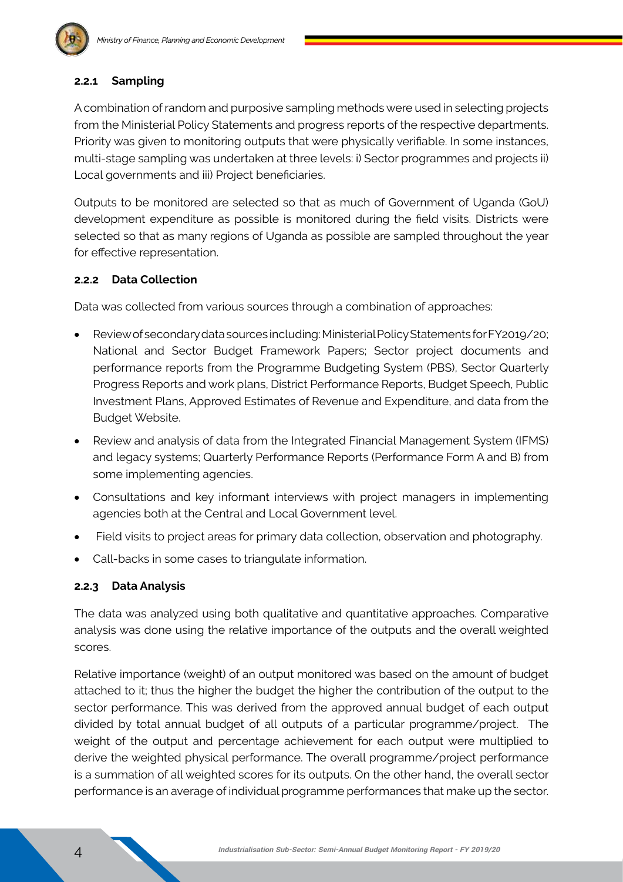#### 2.2.1 Sampling

A combination of random and purposive sampling methods were used in selecting projects from the Ministerial Policy Statements and progress reports of the respective departments. Priority was given to monitoring outputs that were physically verifiable. In some instances, multi-stage sampling was undertaken at three levels: i) Sector programmes and projects ii) Local governments and iii) Project beneficiaries.

Outputs to be monitored are selected so that as much of Government of Uganda (GoU) development expenditure as possible is monitored during the field visits. Districts were selected so that as many regions of Uganda as possible are sampled throughout the year for effective representation.

#### 2.2.2 Data Collection

Data was collected from various sources through a combination of approaches:

- Review of secondary data sources including: Ministerial Policy Statements for FY2019/20; National and Sector Budget Framework Papers; Sector project documents and performance reports from the Programme Budgeting System (PBS), Sector Quarterly Progress Reports and work plans, District Performance Reports, Budget Speech, Public Investment Plans, Approved Estimates of Revenue and Expenditure, and data from the Budget Website.
- Review and analysis of data from the Integrated Financial Management System (IFMS) and legacy systems; Quarterly Performance Reports (Performance Form A and B) from some implementing agencies.
- Consultations and key informant interviews with project managers in implementing agencies both at the Central and Local Government level.
- Field visits to project areas for primary data collection, observation and photography.
- Call-backs in some cases to triangulate information.

#### 2.2.3 Data Analysis

The data was analyzed using both qualitative and quantitative approaches. Comparative analysis was done using the relative importance of the outputs and the overall weighted scores.

Relative importance (weight) of an output monitored was based on the amount of budget attached to it; thus the higher the budget the higher the contribution of the output to the sector performance. This was derived from the approved annual budget of each output divided by total annual budget of all outputs of a particular programme/project. The weight of the output and percentage achievement for each output were multiplied to derive the weighted physical performance. The overall programme/project performance is a summation of all weighted scores for its outputs. On the other hand, the overall sector performance is an average of individual programme performances that make up the sector.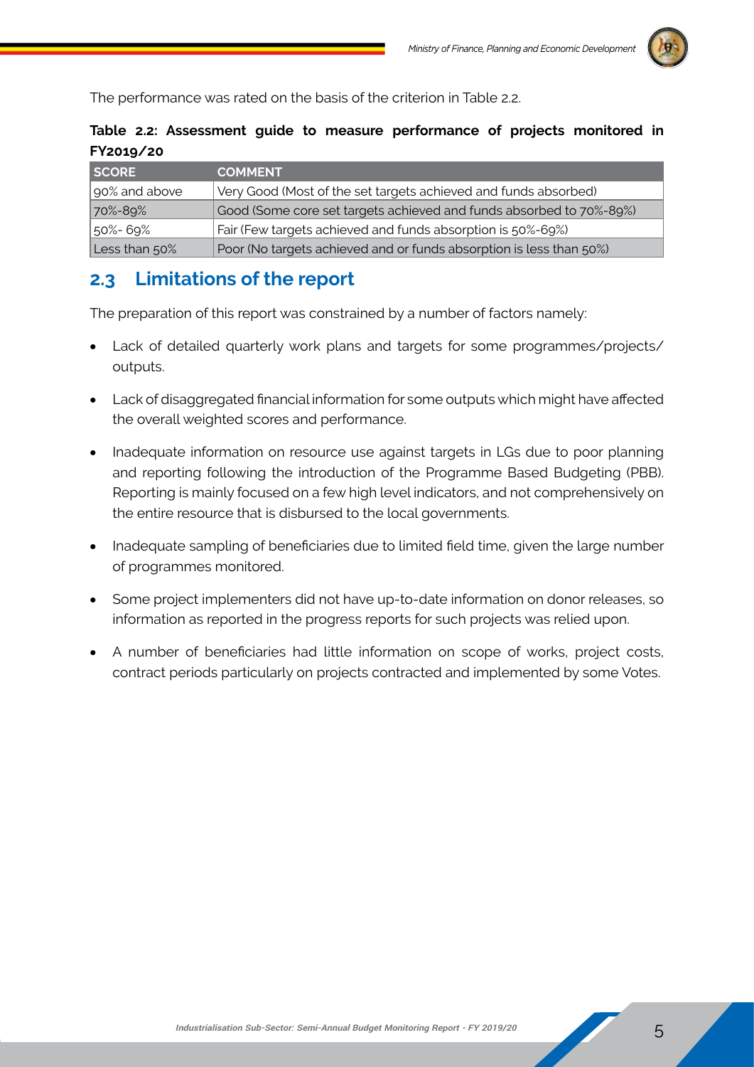The performance was rated on the basis of the criterion in Table 2.2.

**Table 2.2: Assessment guide to measure performance of projects monitored in FY2019/20**

| SCORE | COMMENT |
|---|---|
| 90% and above | Very Good (Most of the set targets achieved and funds absorbed) |
| 70%-89% | Good (Some core set targets achieved and funds absorbed to 70%-89%) |
| 50%- 69% | Fair (Few targets achieved and funds absorption is 50%-69%) |
| Less than 50% | Poor (No targets achieved and or funds absorption is less than 50%) |

## 2.3 Limitations of the report

The preparation of this report was constrained by a number of factors namely:

- Lack of detailed quarterly work plans and targets for some programmes/projects/ outputs.
- Lack of disaggregated financial information for some outputs which might have affected the overall weighted scores and performance.
- Inadequate information on resource use against targets in LGs due to poor planning and reporting following the introduction of the Programme Based Budgeting (PBB). Reporting is mainly focused on a few high level indicators, and not comprehensively on the entire resource that is disbursed to the local governments.
- Inadequate sampling of beneficiaries due to limited field time, given the large number of programmes monitored.
- Some project implementers did not have up-to-date information on donor releases, so information as reported in the progress reports for such projects was relied upon.
- A number of beneficiaries had little information on scope of works, project costs, contract periods particularly on projects contracted and implemented by some Votes.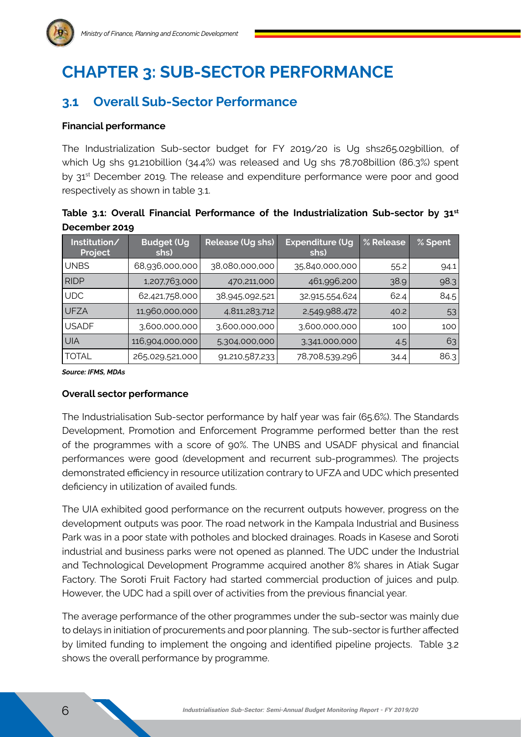# CHAPTER 3: SUB-SECTOR PERFORMANCE

## 3.1 Overall Sub-Sector Performance

**Financial performance**

The Industrialization Sub-sector budget for FY 2019/20 is Ug shs265.029billion, of which Ug shs 91.210billion (34.4%) was released and Ug shs 78.708billion (86.3%) spent by 31st December 2019. The release and expenditure performance were poor and good respectively as shown in table 3.1.

**Table 3.1: Overall Financial Performance of the Industrialization Sub-sector by 31st December 2019**

| Institution/ Project | Budget (Ug shs) | Release (Ug shs) | Expenditure (Ug shs) | % Release | % Spent |
|---|---|---|---|---|---|
| UNBS | 68,936,000,000 | 38,080,000,000 | 35,840,000,000 | 55.2 | 94.1 |
| RIDP | 1,207,763,000 | 470,211,000 | 461,996,200 | 38.9 | 98.3 |
| UDC | 62,421,758,000 | 38,945,092,521 | 32,915,554,624 | 62.4 | 84.5 |
| UFZA | 11,960,000,000 | 4,811,283,712 | 2,549,988,472 | 40.2 | 53 |
| USADF | 3,600,000,000 | 3,600,000,000 | 3,600,000,000 | 100 | 100 |
| UIA | 116,904,000,000 | 5,304,000,000 | 3,341,000,000 | 4.5 | 63 |
| TOTAL | 265,029,521,000 | 91,210,587,233 | 78,708,539,296 | 34.4 | 86.3 |

*Source: IFMS, MDAs*

**Overall sector performance**

The Industrialisation Sub-sector performance by half year was fair (65.6%). The Standards Development, Promotion and Enforcement Programme performed better than the rest of the programmes with a score of 90%. The UNBS and USADF physical and financial performances were good (development and recurrent sub-programmes). The projects demonstrated efficiency in resource utilization contrary to UFZA and UDC which presented deficiency in utilization of availed funds.

The UIA exhibited good performance on the recurrent outputs however, progress on the development outputs was poor. The road network in the Kampala Industrial and Business Park was in a poor state with potholes and blocked drainages. Roads in Kasese and Soroti industrial and business parks were not opened as planned. The UDC under the Industrial and Technological Development Programme acquired another 8% shares in Atiak Sugar Factory. The Soroti Fruit Factory had started commercial production of juices and pulp. However, the UDC had a spill over of activities from the previous financial year.

The average performance of the other programmes under the sub-sector was mainly due to delays in initiation of procurements and poor planning. The sub-sector is further affected by limited funding to implement the ongoing and identified pipeline projects. Table 3.2 shows the overall performance by programme.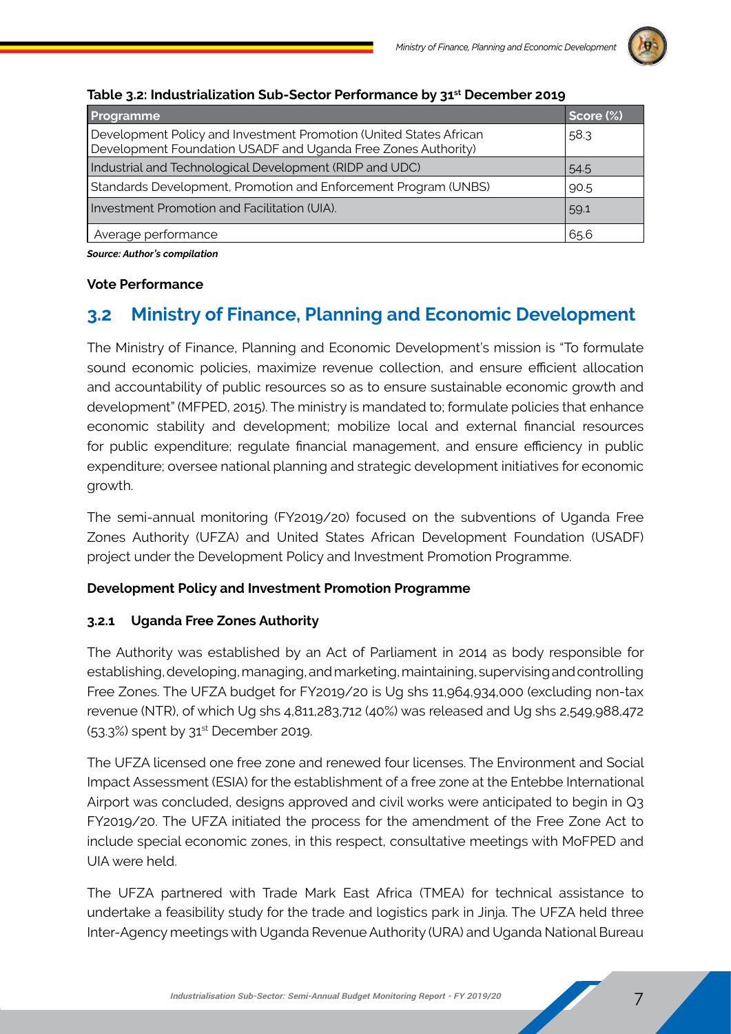**Table 3.2: Industrialization Sub-Sector Performance by 31st December 2019**

| Programme | Score (%) |
|---|---|
| Development Policy and Investment Promotion (United States African Development Foundation USADF and Uganda Free Zones Authority) | 58.3 |
| Industrial and Technological Development (RIDP and UDC) | 54.5 |
| Standards Development, Promotion and Enforcement Program (UNBS) | 90.5 |
| Investment Promotion and Facilitation (UIA). | 59.1 |
| Average performance | 65.6 |

***Source: Author's compilation***

**Vote Performance**

## 3.2 Ministry of Finance, Planning and Economic Development

The Ministry of Finance, Planning and Economic Development's mission is "To formulate sound economic policies, maximize revenue collection, and ensure efficient allocation and accountability of public resources so as to ensure sustainable economic growth and development" (MFPED, 2015). The ministry is mandated to; formulate policies that enhance economic stability and development; mobilize local and external financial resources for public expenditure; regulate financial management, and ensure efficiency in public expenditure; oversee national planning and strategic development initiatives for economic growth.

The semi-annual monitoring (FY2019/20) focused on the subventions of Uganda Free Zones Authority (UFZA) and United States African Development Foundation (USADF) project under the Development Policy and Investment Promotion Programme.

**Development Policy and Investment Promotion Programme**

### 3.2.1 Uganda Free Zones Authority

The Authority was established by an Act of Parliament in 2014 as body responsible for establishing, developing, managing, and marketing, maintaining, supervising and controlling Free Zones. The UFZA budget for FY2019/20 is Ug shs 11,964,934,000 (excluding non-tax revenue (NTR), of which Ug shs 4,811,283,712 (40%) was released and Ug shs 2,549,988,472 (53.3%) spent by 31st December 2019.

The UFZA licensed one free zone and renewed four licenses. The Environment and Social Impact Assessment (ESIA) for the establishment of a free zone at the Entebbe International Airport was concluded, designs approved and civil works were anticipated to begin in Q3 FY2019/20. The UFZA initiated the process for the amendment of the Free Zone Act to include special economic zones, in this respect, consultative meetings with MoFPED and UIA were held.

The UFZA partnered with Trade Mark East Africa (TMEA) for technical assistance to undertake a feasibility study for the trade and logistics park in Jinja. The UFZA held three Inter-Agency meetings with Uganda Revenue Authority (URA) and Uganda National Bureau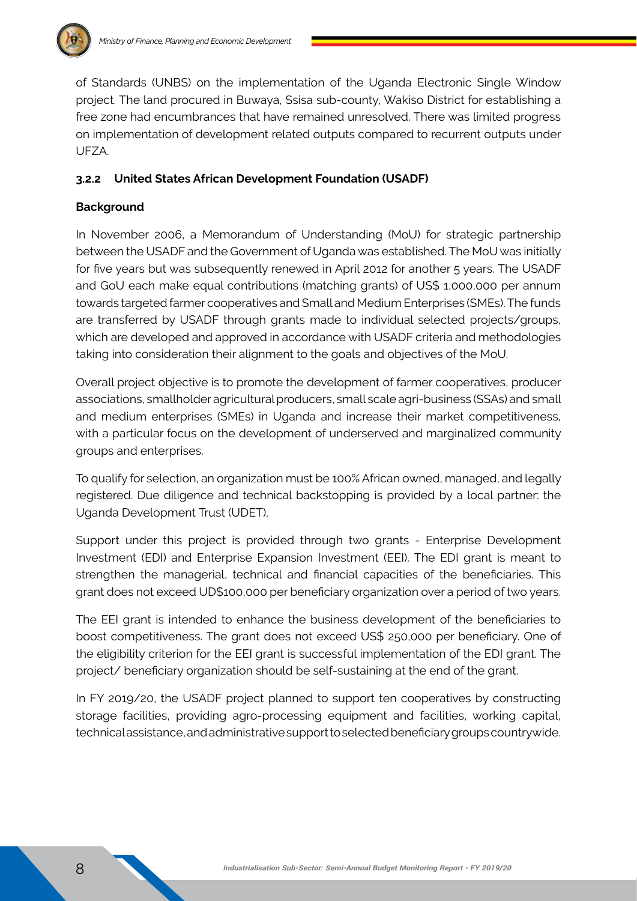of Standards (UNBS) on the implementation of the Uganda Electronic Single Window project. The land procured in Buwaya, Ssisa sub-county, Wakiso District for establishing a free zone had encumbrances that have remained unresolved. There was limited progress on implementation of development related outputs compared to recurrent outputs under UFZA.

### 3.2.2 United States African Development Foundation (USADF)

**Background**

In November 2006, a Memorandum of Understanding (MoU) for strategic partnership between the USADF and the Government of Uganda was established. The MoU was initially for five years but was subsequently renewed in April 2012 for another 5 years. The USADF and GoU each make equal contributions (matching grants) of US$ 1,000,000 per annum towards targeted farmer cooperatives and Small and Medium Enterprises (SMEs). The funds are transferred by USADF through grants made to individual selected projects/groups, which are developed and approved in accordance with USADF criteria and methodologies taking into consideration their alignment to the goals and objectives of the MoU.

Overall project objective is to promote the development of farmer cooperatives, producer associations, smallholder agricultural producers, small scale agri-business (SSAs) and small and medium enterprises (SMEs) in Uganda and increase their market competitiveness, with a particular focus on the development of underserved and marginalized community groups and enterprises.

To qualify for selection, an organization must be 100% African owned, managed, and legally registered. Due diligence and technical backstopping is provided by a local partner: the Uganda Development Trust (UDET).

Support under this project is provided through two grants - Enterprise Development Investment (EDI) and Enterprise Expansion Investment (EEI). The EDI grant is meant to strengthen the managerial, technical and financial capacities of the beneficiaries. This grant does not exceed UD$100,000 per beneficiary organization over a period of two years.

The EEI grant is intended to enhance the business development of the beneficiaries to boost competitiveness. The grant does not exceed US$ 250,000 per beneficiary. One of the eligibility criterion for the EEI grant is successful implementation of the EDI grant. The project/ beneficiary organization should be self-sustaining at the end of the grant.

In FY 2019/20, the USADF project planned to support ten cooperatives by constructing storage facilities, providing agro-processing equipment and facilities, working capital, technical assistance, and administrative support to selected beneficiary groups countrywide.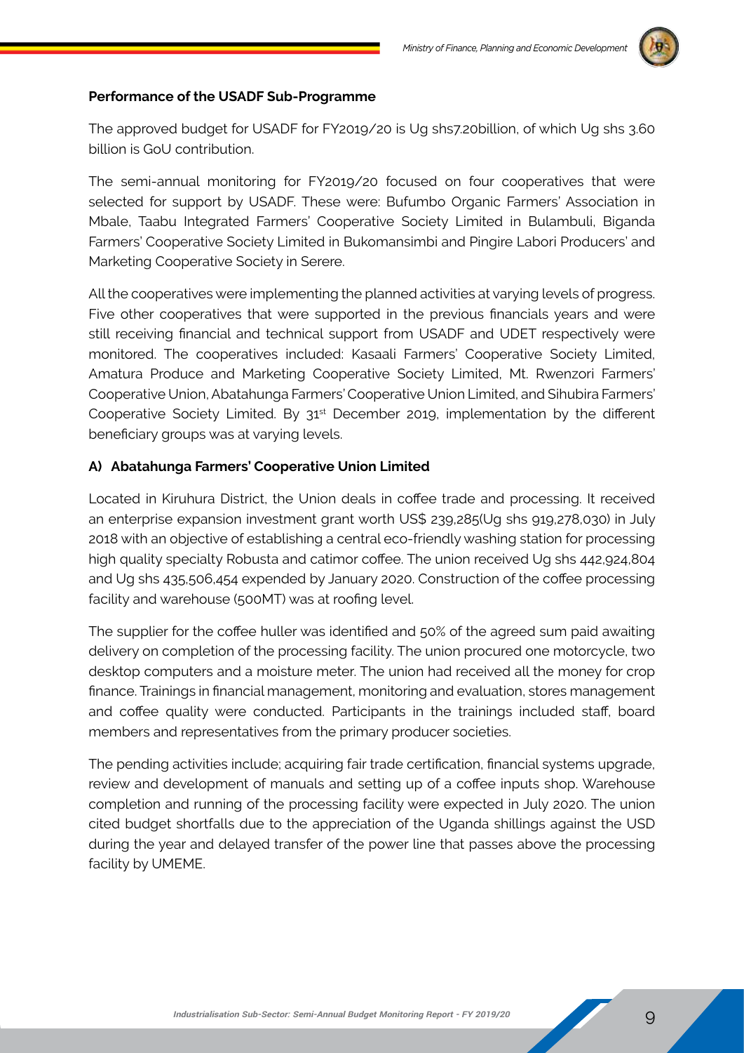**Performance of the USADF Sub-Programme**

The approved budget for USADF for FY2019/20 is Ug shs7.20billion, of which Ug shs 3.60 billion is GoU contribution.

The semi-annual monitoring for FY2019/20 focused on four cooperatives that were selected for support by USADF. These were: Bufumbo Organic Farmers' Association in Mbale, Taabu Integrated Farmers' Cooperative Society Limited in Bulambuli, Biganda Farmers' Cooperative Society Limited in Bukomansimbi and Pingire Labori Producers' and Marketing Cooperative Society in Serere.

All the cooperatives were implementing the planned activities at varying levels of progress. Five other cooperatives that were supported in the previous financials years and were still receiving financial and technical support from USADF and UDET respectively were monitored. The cooperatives included: Kasaali Farmers' Cooperative Society Limited, Amatura Produce and Marketing Cooperative Society Limited, Mt. Rwenzori Farmers' Cooperative Union, Abatahunga Farmers' Cooperative Union Limited, and Sihubira Farmers' Cooperative Society Limited. By 31st December 2019, implementation by the different beneficiary groups was at varying levels.

**A) Abatahunga Farmers' Cooperative Union Limited**

Located in Kiruhura District, the Union deals in coffee trade and processing. It received an enterprise expansion investment grant worth US$ 239,285(Ug shs 919,278,030) in July 2018 with an objective of establishing a central eco-friendly washing station for processing high quality specialty Robusta and catimor coffee. The union received Ug shs 442,924,804 and Ug shs 435,506,454 expended by January 2020. Construction of the coffee processing facility and warehouse (500MT) was at roofing level.

The supplier for the coffee huller was identified and 50% of the agreed sum paid awaiting delivery on completion of the processing facility. The union procured one motorcycle, two desktop computers and a moisture meter. The union had received all the money for crop finance. Trainings in financial management, monitoring and evaluation, stores management and coffee quality were conducted. Participants in the trainings included staff, board members and representatives from the primary producer societies.

The pending activities include; acquiring fair trade certification, financial systems upgrade, review and development of manuals and setting up of a coffee inputs shop. Warehouse completion and running of the processing facility were expected in July 2020. The union cited budget shortfalls due to the appreciation of the Uganda shillings against the USD during the year and delayed transfer of the power line that passes above the processing facility by UMEME.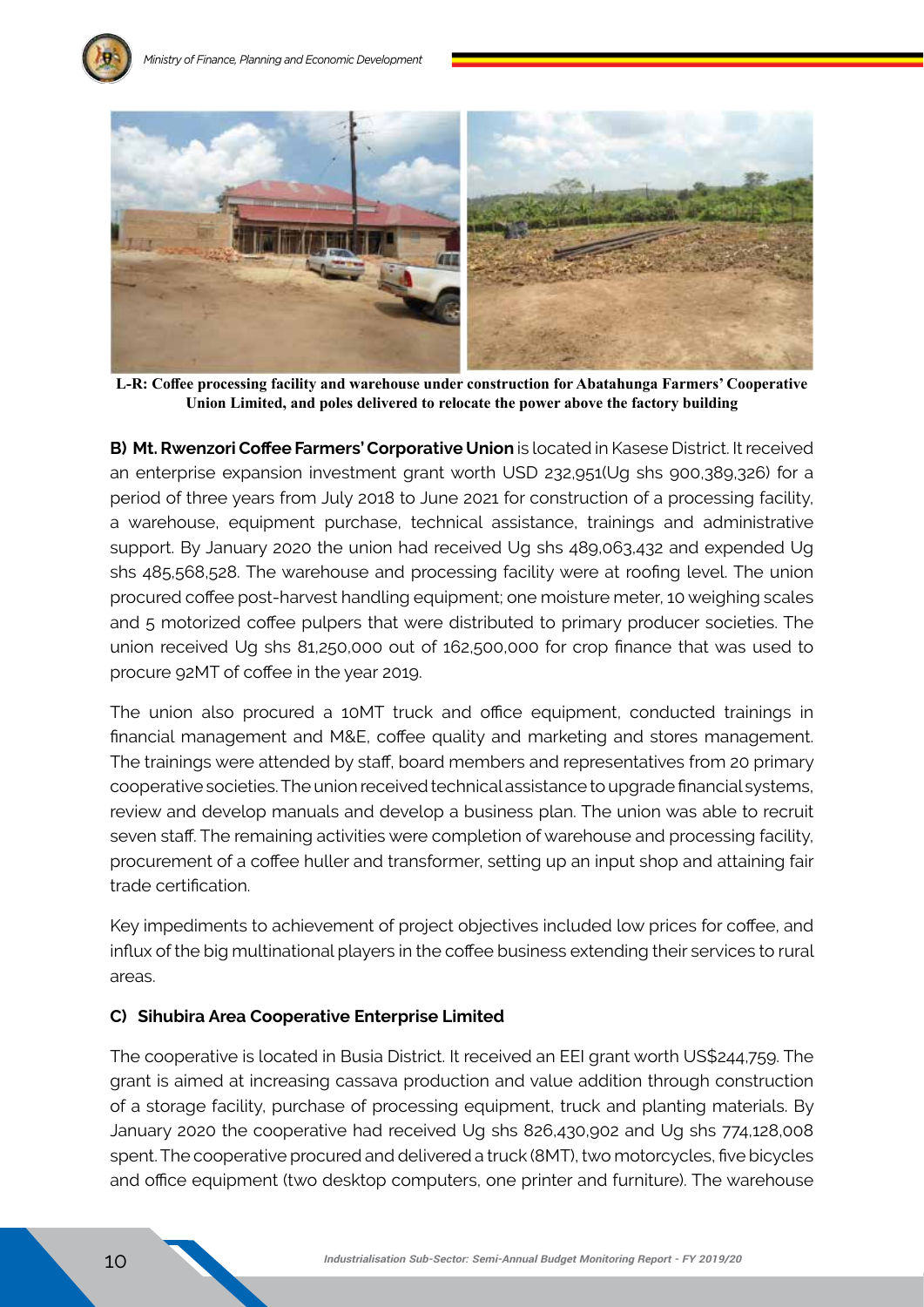L-R: Coffee processing facility and warehouse under construction for Abatahunga Farmers' Cooperative Union Limited, and poles delivered to relocate the power above the factory building

**B) Mt. Rwenzori Coffee Farmers' Corporative Union** is located in Kasese District. It received an enterprise expansion investment grant worth USD 232,951(Ug shs 900,389,326) for a period of three years from July 2018 to June 2021 for construction of a processing facility, a warehouse, equipment purchase, technical assistance, trainings and administrative support. By January 2020 the union had received Ug shs 489,063,432 and expended Ug shs 485,568,528. The warehouse and processing facility were at roofing level. The union procured coffee post-harvest handling equipment; one moisture meter, 10 weighing scales and 5 motorized coffee pulpers that were distributed to primary producer societies. The union received Ug shs 81,250,000 out of 162,500,000 for crop finance that was used to procure 92MT of coffee in the year 2019.

The union also procured a 10MT truck and office equipment, conducted trainings in financial management and M&E, coffee quality and marketing and stores management. The trainings were attended by staff, board members and representatives from 20 primary cooperative societies. The union received technical assistance to upgrade financial systems, review and develop manuals and develop a business plan. The union was able to recruit seven staff. The remaining activities were completion of warehouse and processing facility, procurement of a coffee huller and transformer, setting up an input shop and attaining fair trade certification.

Key impediments to achievement of project objectives included low prices for coffee, and influx of the big multinational players in the coffee business extending their services to rural areas.

**C) Sihubira Area Cooperative Enterprise Limited**

The cooperative is located in Busia District. It received an EEI grant worth US$244,759. The grant is aimed at increasing cassava production and value addition through construction of a storage facility, purchase of processing equipment, truck and planting materials. By January 2020 the cooperative had received Ug shs 826,430,902 and Ug shs 774,128,008 spent. The cooperative procured and delivered a truck (8MT), two motorcycles, five bicycles and office equipment (two desktop computers, one printer and furniture). The warehouse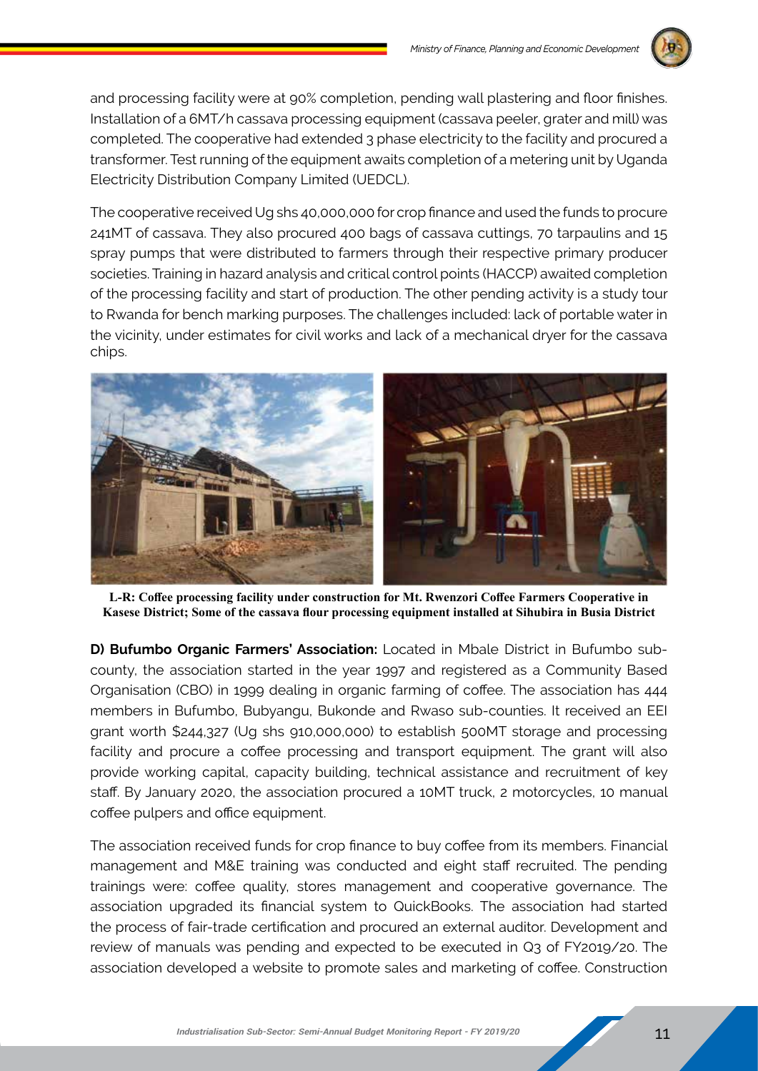and processing facility were at 90% completion, pending wall plastering and floor finishes. Installation of a 6MT/h cassava processing equipment (cassava peeler, grater and mill) was completed. The cooperative had extended 3 phase electricity to the facility and procured a transformer. Test running of the equipment awaits completion of a metering unit by Uganda Electricity Distribution Company Limited (UEDCL).

The cooperative received Ug shs 40,000,000 for crop finance and used the funds to procure 241MT of cassava. They also procured 400 bags of cassava cuttings, 70 tarpaulins and 15 spray pumps that were distributed to farmers through their respective primary producer societies. Training in hazard analysis and critical control points (HACCP) awaited completion of the processing facility and start of production. The other pending activity is a study tour to Rwanda for bench marking purposes. The challenges included: lack of portable water in the vicinity, under estimates for civil works and lack of a mechanical dryer for the cassava chips.

**L-R: Coffee processing facility under construction for Mt. Rwenzori Coffee Farmers Cooperative in Kasese District; Some of the cassava flour processing equipment installed at Sihubira in Busia District**

**D) Bufumbo Organic Farmers' Association:** Located in Mbale District in Bufumbo sub-county, the association started in the year 1997 and registered as a Community Based Organisation (CBO) in 1999 dealing in organic farming of coffee. The association has 444 members in Bufumbo, Bubyangu, Bukonde and Rwaso sub-counties. It received an EEI grant worth $244,327 (Ug shs 910,000,000) to establish 500MT storage and processing facility and procure a coffee processing and transport equipment. The grant will also provide working capital, capacity building, technical assistance and recruitment of key staff. By January 2020, the association procured a 10MT truck, 2 motorcycles, 10 manual coffee pulpers and office equipment.

The association received funds for crop finance to buy coffee from its members. Financial management and M&E training was conducted and eight staff recruited. The pending trainings were: coffee quality, stores management and cooperative governance. The association upgraded its financial system to QuickBooks. The association had started the process of fair-trade certification and procured an external auditor. Development and review of manuals was pending and expected to be executed in Q3 of FY2019/20. The association developed a website to promote sales and marketing of coffee. Construction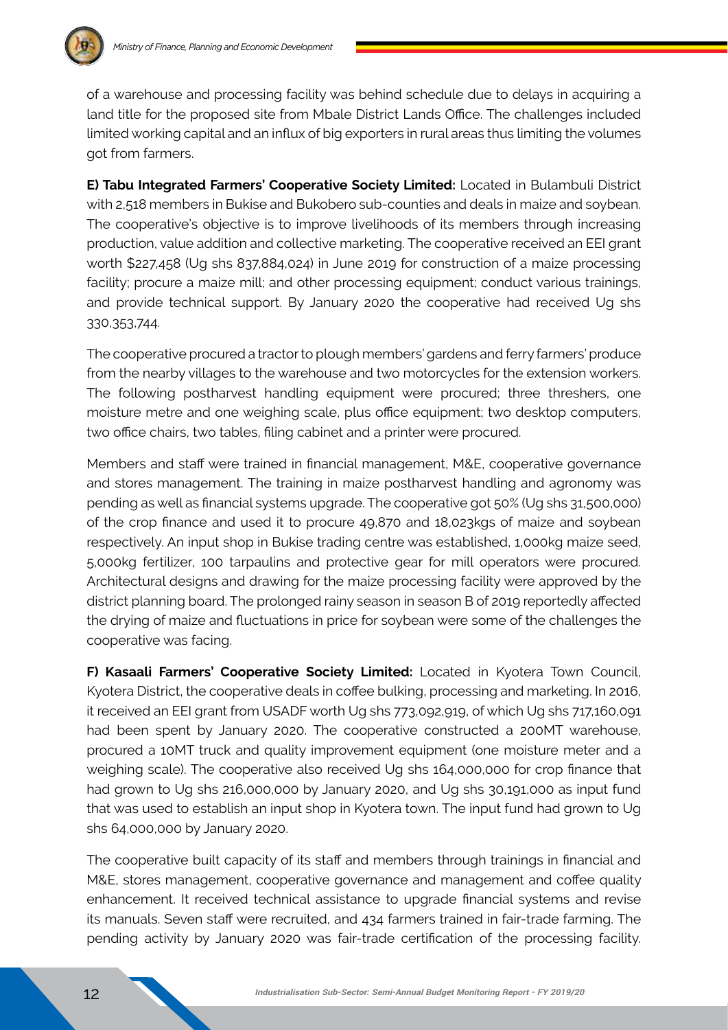of a warehouse and processing facility was behind schedule due to delays in acquiring a land title for the proposed site from Mbale District Lands Office. The challenges included limited working capital and an influx of big exporters in rural areas thus limiting the volumes got from farmers.

**E) Tabu Integrated Farmers' Cooperative Society Limited:** Located in Bulambuli District with 2,518 members in Bukise and Bukobero sub-counties and deals in maize and soybean. The cooperative's objective is to improve livelihoods of its members through increasing production, value addition and collective marketing. The cooperative received an EEI grant worth $227,458 (Ug shs 837,884,024) in June 2019 for construction of a maize processing facility; procure a maize mill; and other processing equipment; conduct various trainings, and provide technical support. By January 2020 the cooperative had received Ug shs 330,353,744.

The cooperative procured a tractor to plough members' gardens and ferry farmers' produce from the nearby villages to the warehouse and two motorcycles for the extension workers. The following postharvest handling equipment were procured; three threshers, one moisture metre and one weighing scale, plus office equipment; two desktop computers, two office chairs, two tables, filing cabinet and a printer were procured.

Members and staff were trained in financial management, M&E, cooperative governance and stores management. The training in maize postharvest handling and agronomy was pending as well as financial systems upgrade. The cooperative got 50% (Ug shs 31,500,000) of the crop finance and used it to procure 49,870 and 18,023kgs of maize and soybean respectively. An input shop in Bukise trading centre was established, 1,000kg maize seed, 5,000kg fertilizer, 100 tarpaulins and protective gear for mill operators were procured. Architectural designs and drawing for the maize processing facility were approved by the district planning board. The prolonged rainy season in season B of 2019 reportedly affected the drying of maize and fluctuations in price for soybean were some of the challenges the cooperative was facing.

**F) Kasaali Farmers' Cooperative Society Limited:** Located in Kyotera Town Council, Kyotera District, the cooperative deals in coffee bulking, processing and marketing. In 2016, it received an EEI grant from USADF worth Ug shs 773,092,919, of which Ug shs 717,160,091 had been spent by January 2020. The cooperative constructed a 200MT warehouse, procured a 10MT truck and quality improvement equipment (one moisture meter and a weighing scale). The cooperative also received Ug shs 164,000,000 for crop finance that had grown to Ug shs 216,000,000 by January 2020, and Ug shs 30,191,000 as input fund that was used to establish an input shop in Kyotera town. The input fund had grown to Ug shs 64,000,000 by January 2020.

The cooperative built capacity of its staff and members through trainings in financial and M&E, stores management, cooperative governance and management and coffee quality enhancement. It received technical assistance to upgrade financial systems and revise its manuals. Seven staff were recruited, and 434 farmers trained in fair-trade farming. The pending activity by January 2020 was fair-trade certification of the processing facility.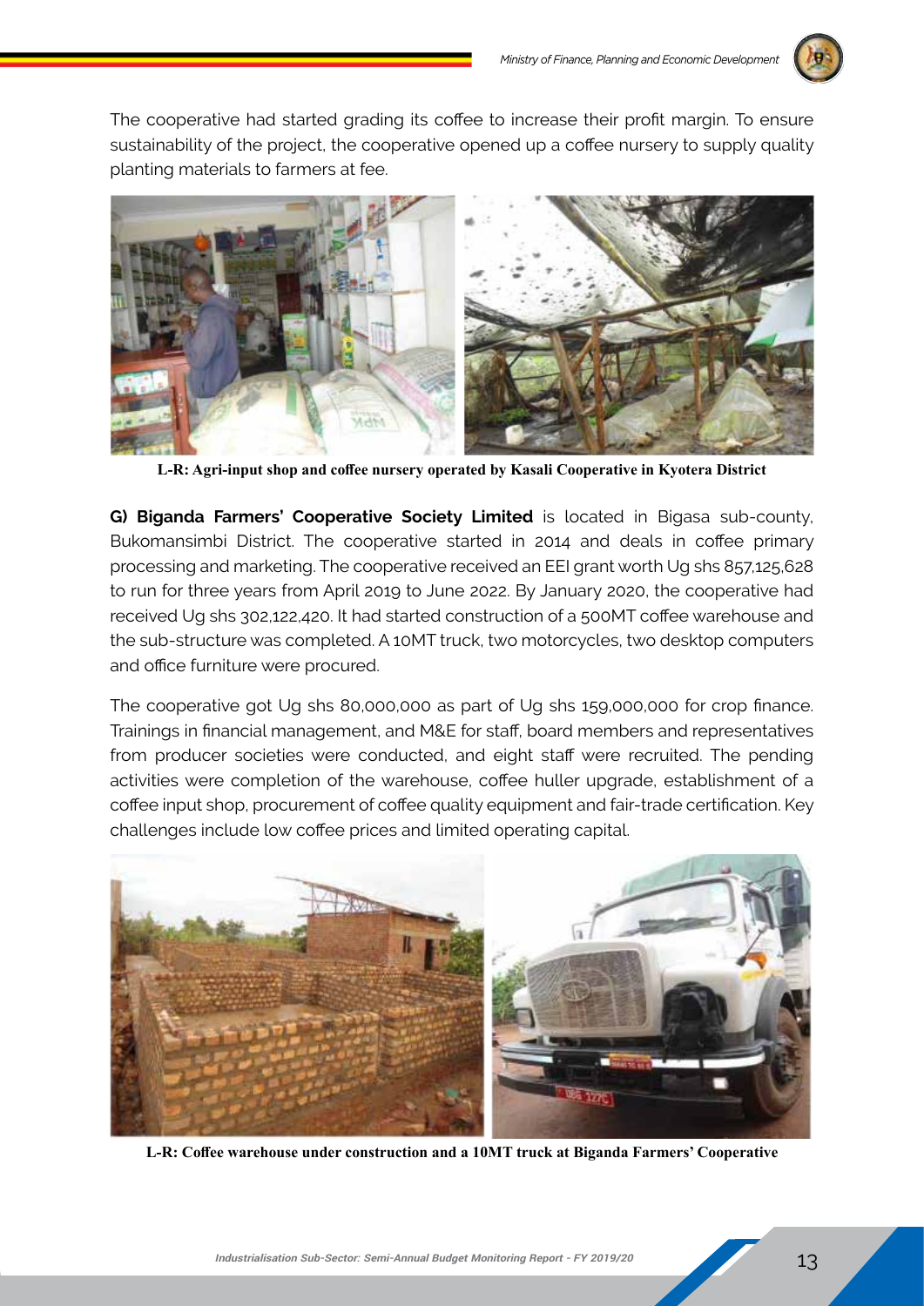The cooperative had started grading its coffee to increase their profit margin. To ensure sustainability of the project, the cooperative opened up a coffee nursery to supply quality planting materials to farmers at fee.

**L-R: Agri-input shop and coffee nursery operated by Kasali Cooperative in Kyotera District**

**G) Biganda Farmers' Cooperative Society Limited** is located in Bigasa sub-county, Bukomansimbi District. The cooperative started in 2014 and deals in coffee primary processing and marketing. The cooperative received an EEI grant worth Ug shs 857,125,628 to run for three years from April 2019 to June 2022. By January 2020, the cooperative had received Ug shs 302,122,420. It had started construction of a 500MT coffee warehouse and the sub-structure was completed. A 10MT truck, two motorcycles, two desktop computers and office furniture were procured.

The cooperative got Ug shs 80,000,000 as part of Ug shs 159,000,000 for crop finance. Trainings in financial management, and M&E for staff, board members and representatives from producer societies were conducted, and eight staff were recruited. The pending activities were completion of the warehouse, coffee huller upgrade, establishment of a coffee input shop, procurement of coffee quality equipment and fair-trade certification. Key challenges include low coffee prices and limited operating capital.

**L-R: Coffee warehouse under construction and a 10MT truck at Biganda Farmers' Cooperative**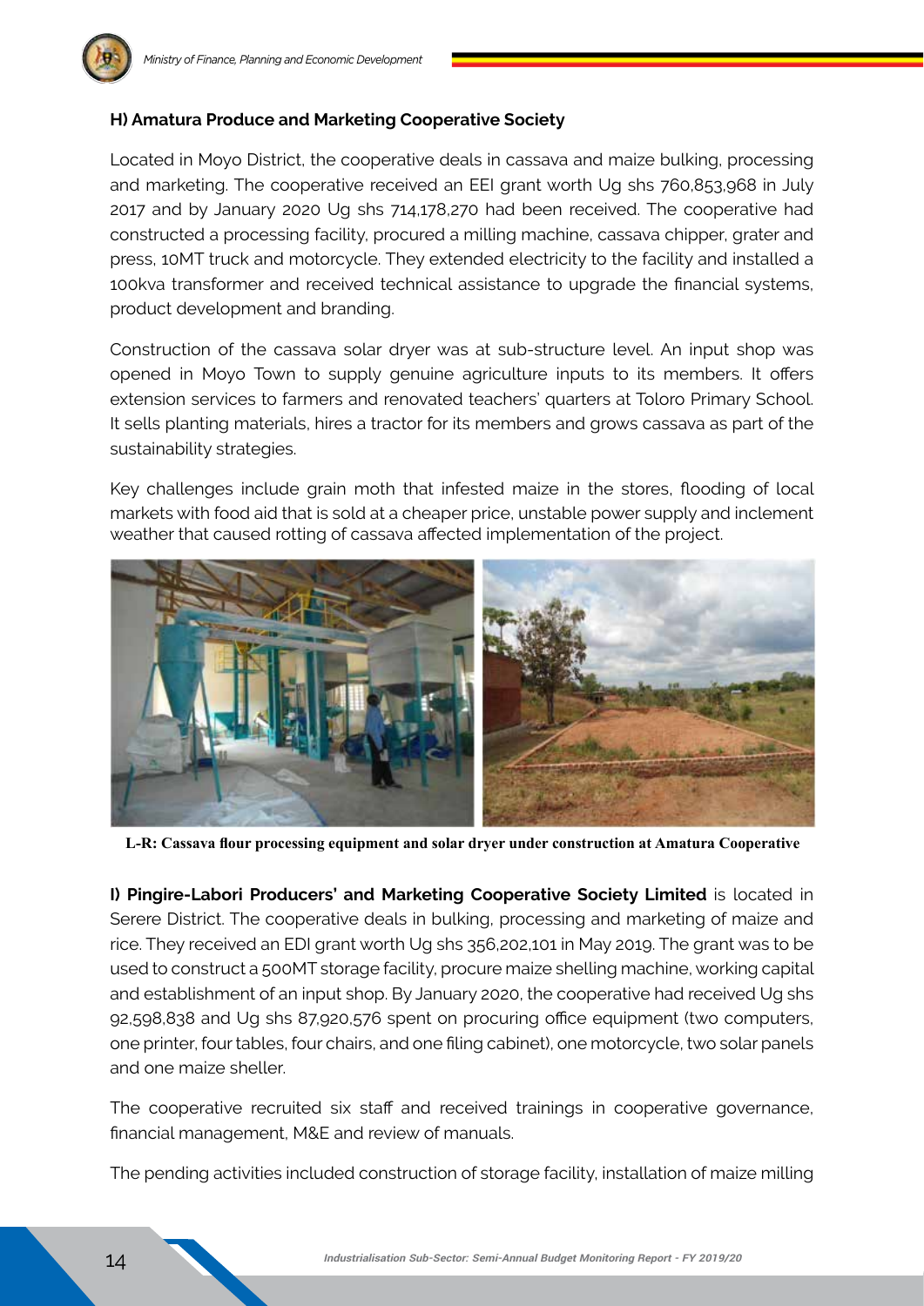### H) Amatura Produce and Marketing Cooperative Society

Located in Moyo District, the cooperative deals in cassava and maize bulking, processing and marketing. The cooperative received an EEI grant worth Ug shs 760,853,968 in July 2017 and by January 2020 Ug shs 714,178,270 had been received. The cooperative had constructed a processing facility, procured a milling machine, cassava chipper, grater and press, 10MT truck and motorcycle. They extended electricity to the facility and installed a 100kva transformer and received technical assistance to upgrade the financial systems, product development and branding.

Construction of the cassava solar dryer was at sub-structure level. An input shop was opened in Moyo Town to supply genuine agriculture inputs to its members. It offers extension services to farmers and renovated teachers' quarters at Toloro Primary School. It sells planting materials, hires a tractor for its members and grows cassava as part of the sustainability strategies.

Key challenges include grain moth that infested maize in the stores, flooding of local markets with food aid that is sold at a cheaper price, unstable power supply and inclement weather that caused rotting of cassava affected implementation of the project.

**L-R: Cassava flour processing equipment and solar dryer under construction at Amatura Cooperative**

**I) Pingire-Labori Producers' and Marketing Cooperative Society Limited** is located in Serere District. The cooperative deals in bulking, processing and marketing of maize and rice. They received an EDI grant worth Ug shs 356,202,101 in May 2019. The grant was to be used to construct a 500MT storage facility, procure maize shelling machine, working capital and establishment of an input shop. By January 2020, the cooperative had received Ug shs 92,598,838 and Ug shs 87,920,576 spent on procuring office equipment (two computers, one printer, four tables, four chairs, and one filing cabinet), one motorcycle, two solar panels and one maize sheller.

The cooperative recruited six staff and received trainings in cooperative governance, financial management, M&E and review of manuals.

The pending activities included construction of storage facility, installation of maize milling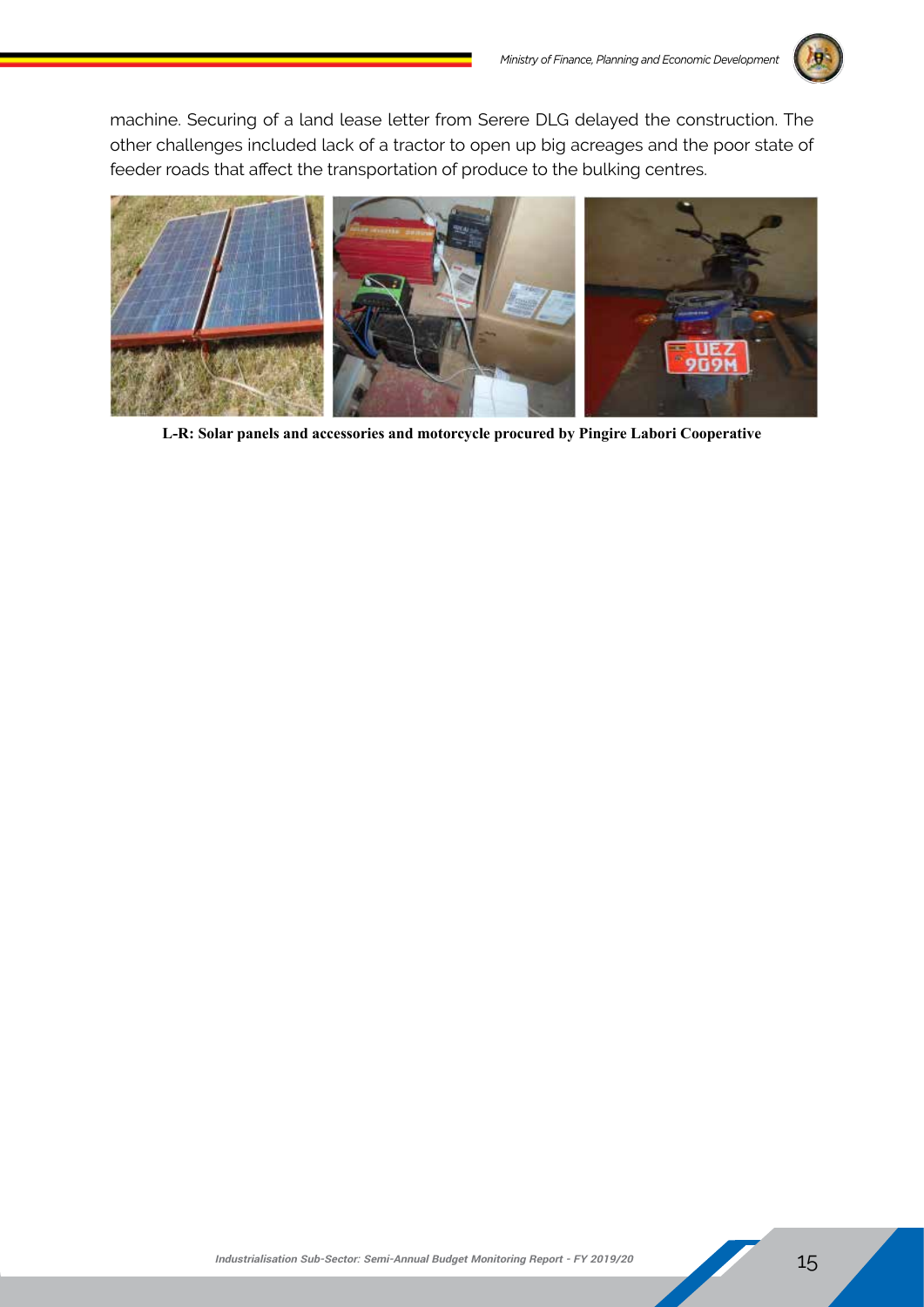machine. Securing of a land lease letter from Serere DLG delayed the construction. The other challenges included lack of a tractor to open up big acreages and the poor state of feeder roads that affect the transportation of produce to the bulking centres.

**L-R: Solar panels and accessories and motorcycle procured by Pingire Labori Cooperative**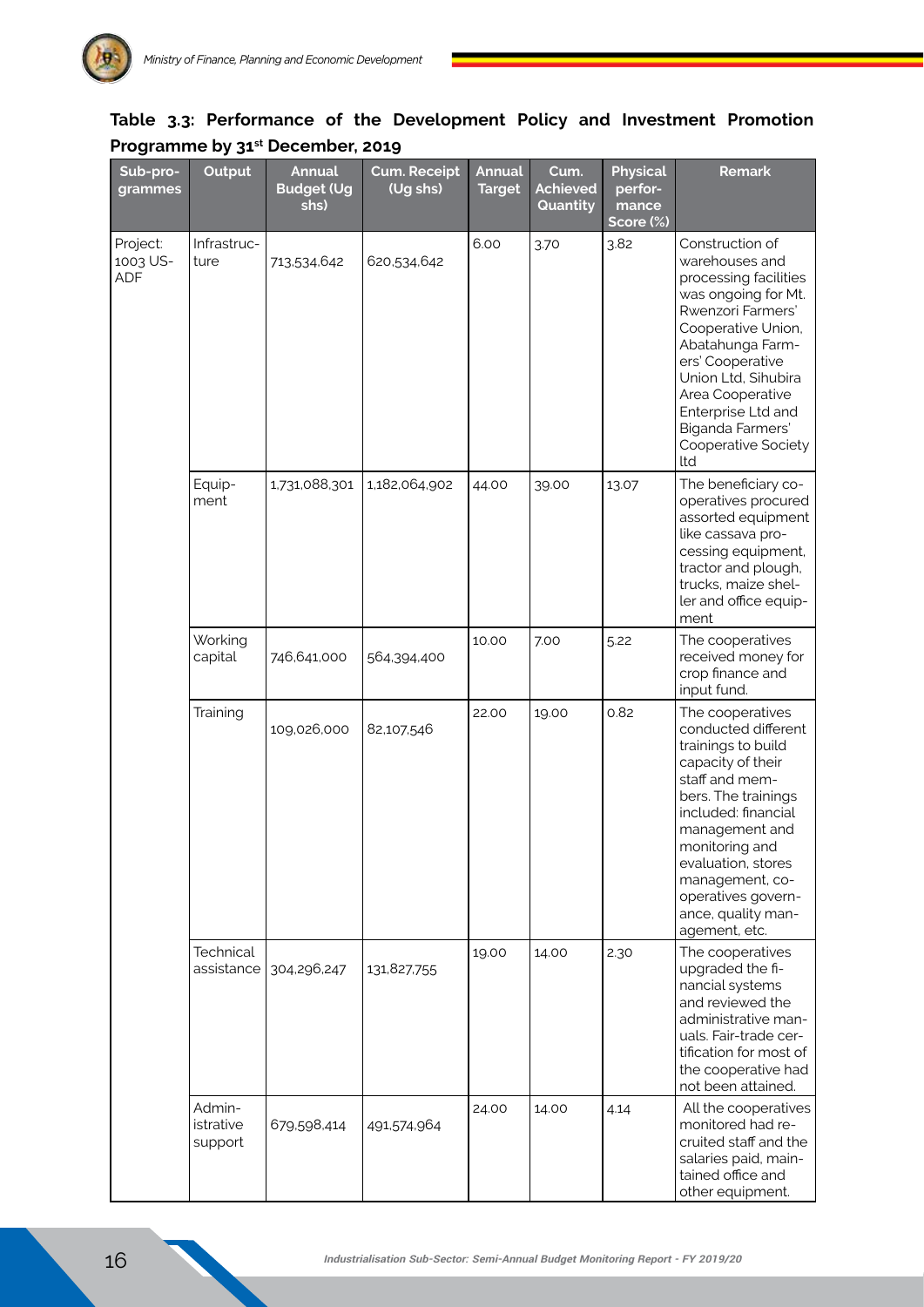**Table 3.3: Performance of the Development Policy and Investment Promotion Programme by 31st December, 2019**

| Sub-programmes | Output | Annual Budget (Ug shs) | Cum. Receipt (Ug shs) | Annual Target | Cum. Achieved Quantity | Physical performance Score (%) | Remark |
|---|---|---|---|---|---|---|---|
| Project: 1003 US-ADF | Infrastructure | 713,534,642 | 620,534,642 | 6.00 | 3.70 | 3.82 | Construction of warehouses and processing facilities was ongoing for Mt. Rwenzori Farmers' Cooperative Union, Abatahunga Farmers' Cooperative Union Ltd, Sihubira Area Cooperative Enterprise Ltd and Biganda Farmers' Cooperative Society ltd |
| | Equipment | 1,731,088,301 | 1,182,064,902 | 44.00 | 39.00 | 13.07 | The beneficiary co-operatives procured assorted equipment like cassava processing equipment, tractor and plough, trucks, maize sheller and office equipment |
| | Working capital | 746,641,000 | 564,394,400 | 10.00 | 7.00 | 5.22 | The cooperatives received money for crop finance and input fund. |
| | Training | 109,026,000 | 82,107,546 | 22.00 | 19.00 | 0.82 | The cooperatives conducted different trainings to build capacity of their staff and members. The trainings included: financial management and monitoring and evaluation, stores management, co-operatives governance, quality management, etc. |
| | Technical assistance | 304,296,247 | 131,827,755 | 19.00 | 14.00 | 2.30 | The cooperatives upgraded the financial systems and reviewed the administrative manuals. Fair-trade certification for most of the cooperative had not been attained. |
| | Administrative support | 679,598,414 | 491,574,964 | 24.00 | 14.00 | 4.14 | All the cooperatives monitored had recruited staff and the salaries paid, maintained office and other equipment. |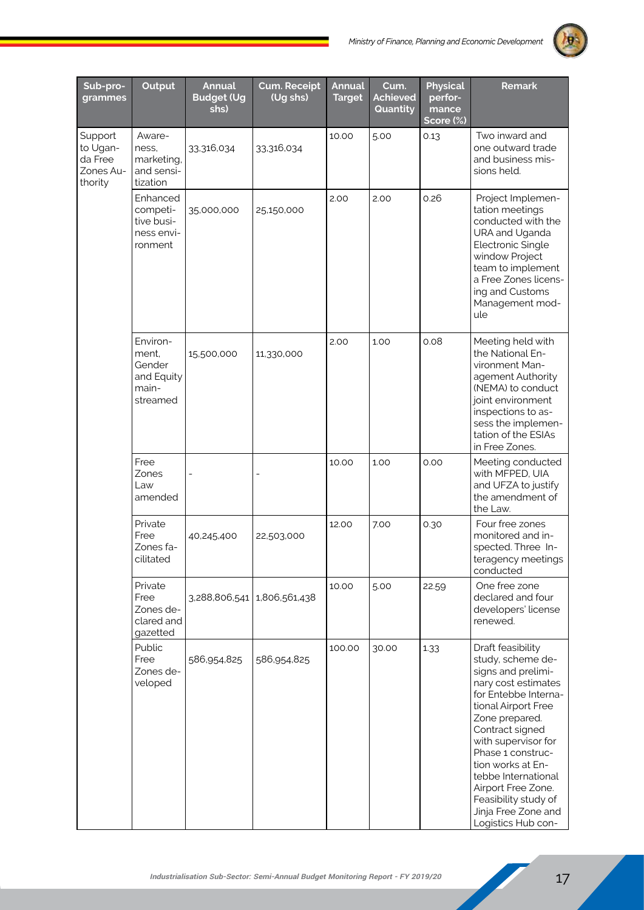| Sub-programmes | Output | Annual Budget (Ug shs) | Cum. Receipt (Ug shs) | Annual Target | Cum. Achieved Quantity | Physical performance Score (%) | Remark |
|---|---|---|---|---|---|---|---|
| Support to Uganda Free Zones Authority | Awareness, marketing, and sensitization | 33,316,034 | 33,316,034 | 10.00 | 5.00 | 0.13 | Two inward and one outward trade and business missions held. |
| | Enhanced competitive business environment | 35,000,000 | 25,150,000 | 2.00 | 2.00 | 0.26 | Project Implementation meetings conducted with the URA and Uganda Electronic Single window Project team to implement a Free Zones licensing and Customs Management module |
| | Environment, Gender and Equity mainstreamed | 15,500,000 | 11,330,000 | 2.00 | 1.00 | 0.08 | Meeting held with the National Environment Management Authority (NEMA) to conduct joint environment inspections to assess the implementation of the ESIAs in Free Zones. |
| | Free Zones Law amended | - | - | 10.00 | 1.00 | 0.00 | Meeting conducted with MFPED, UIA and UFZA to justify the amendment of the Law. |
| | Private Free Zones facilitated | 40,245,400 | 22,503,000 | 12.00 | 7.00 | 0.30 | Four free zones monitored and inspected. Three Interagency meetings conducted |
| | Private Free Zones declared and gazetted | 3,288,806,541 | 1,806,561,438 | 10.00 | 5.00 | 22.59 | One free zone declared and four developers' license renewed. |
| | Public Free Zones developed | 586,954,825 | 586,954,825 | 100.00 | 30.00 | 1.33 | Draft feasibility study, scheme designs and preliminary cost estimates for Entebbe International Airport Free Zone prepared. Contract signed with supervisor for Phase 1 construction works at Entebbe International Airport Free Zone. Feasibility study of Jinja Free Zone and Logistics Hub con- |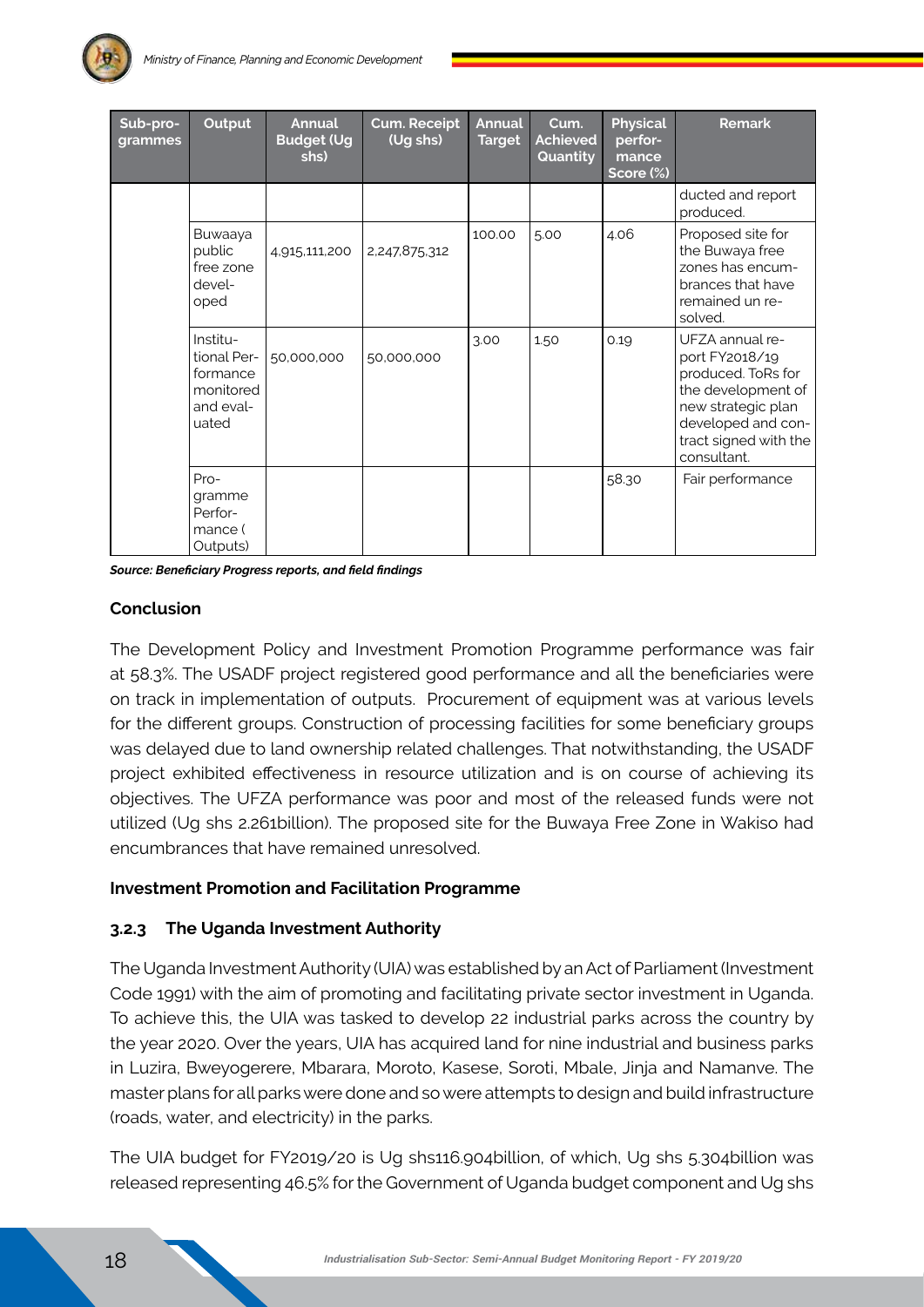| Sub-programmes | Output | Annual Budget (Ug shs) | Cum. Receipt (Ug shs) | Annual Target | Cum. Achieved Quantity | Physical performance Score (%) | Remark |
|---|---|---|---|---|---|---|---|
| | | | | | | | ducted and report produced. |
| | Buwaaya public free zone developed | 4,915,111,200 | 2,247,875,312 | 100.00 | 5.00 | 4.06 | Proposed site for the Buwaya free zones has encumbrances that have remained un resolved. |
| | Institutional Performance monitored and evaluated | 50,000,000 | 50,000,000 | 3.00 | 1.50 | 0.19 | UFZA annual report FY2018/19 produced. ToRs for the development of new strategic plan developed and contract signed with the consultant. |
| | Programme Performance ( Outputs) | | | | | 58.30 | Fair performance |

***Source: Beneficiary Progress reports, and field findings***

**Conclusion**

The Development Policy and Investment Promotion Programme performance was fair at 58.3%. The USADF project registered good performance and all the beneficiaries were on track in implementation of outputs. Procurement of equipment was at various levels for the different groups. Construction of processing facilities for some beneficiary groups was delayed due to land ownership related challenges. That notwithstanding, the USADF project exhibited effectiveness in resource utilization and is on course of achieving its objectives. The UFZA performance was poor and most of the released funds were not utilized (Ug shs 2.261billion). The proposed site for the Buwaya Free Zone in Wakiso had encumbrances that have remained unresolved.

**Investment Promotion and Facilitation Programme**

### 3.2.3 The Uganda Investment Authority

The Uganda Investment Authority (UIA) was established by an Act of Parliament (Investment Code 1991) with the aim of promoting and facilitating private sector investment in Uganda. To achieve this, the UIA was tasked to develop 22 industrial parks across the country by the year 2020. Over the years, UIA has acquired land for nine industrial and business parks in Luzira, Bweyogerere, Mbarara, Moroto, Kasese, Soroti, Mbale, Jinja and Namanve. The master plans for all parks were done and so were attempts to design and build infrastructure (roads, water, and electricity) in the parks.

The UIA budget for FY2019/20 is Ug shs116.904billion, of which, Ug shs 5.304billion was released representing 46.5% for the Government of Uganda budget component and Ug shs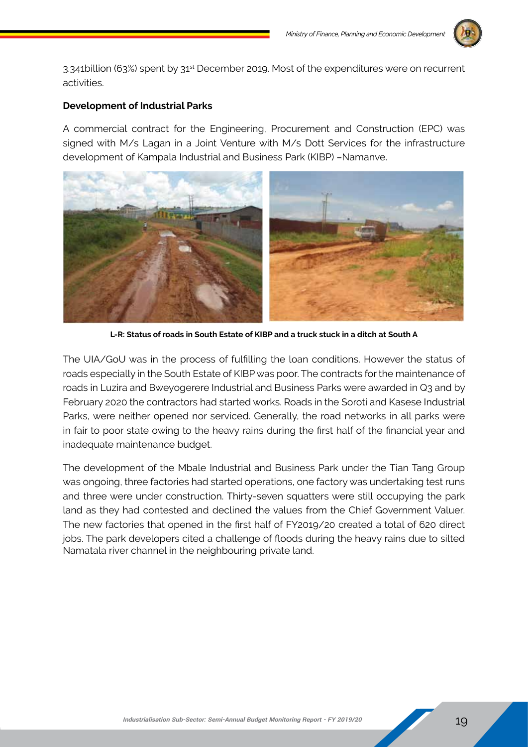3.341billion (63%) spent by 31st December 2019. Most of the expenditures were on recurrent activities.

**Development of Industrial Parks**

A commercial contract for the Engineering, Procurement and Construction (EPC) was signed with M/s Lagan in a Joint Venture with M/s Dott Services for the infrastructure development of Kampala Industrial and Business Park (KIBP) –Namanve.

**L-R: Status of roads in South Estate of KIBP and a truck stuck in a ditch at South A**

The UIA/GoU was in the process of fulfilling the loan conditions. However the status of roads especially in the South Estate of KIBP was poor. The contracts for the maintenance of roads in Luzira and Bweyogerere Industrial and Business Parks were awarded in Q3 and by February 2020 the contractors had started works. Roads in the Soroti and Kasese Industrial Parks, were neither opened nor serviced. Generally, the road networks in all parks were in fair to poor state owing to the heavy rains during the first half of the financial year and inadequate maintenance budget.

The development of the Mbale Industrial and Business Park under the Tian Tang Group was ongoing, three factories had started operations, one factory was undertaking test runs and three were under construction. Thirty-seven squatters were still occupying the park land as they had contested and declined the values from the Chief Government Valuer. The new factories that opened in the first half of FY2019/20 created a total of 620 direct jobs. The park developers cited a challenge of floods during the heavy rains due to silted Namatala river channel in the neighbouring private land.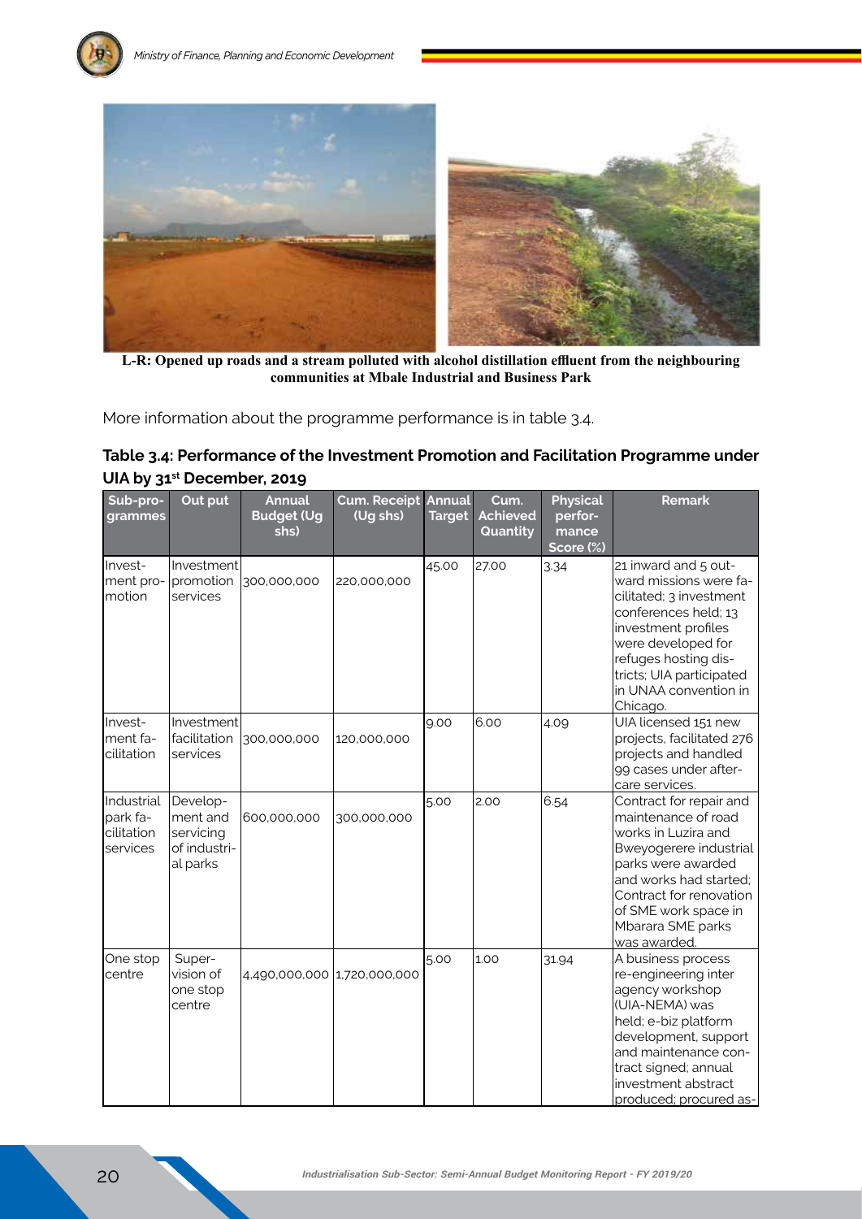L-R: Opened up roads and a stream polluted with alcohol distillation effluent from the neighbouring communities at Mbale Industrial and Business Park

More information about the programme performance is in table 3.4.

**Table 3.4: Performance of the Investment Promotion and Facilitation Programme under UIA by 31st December, 2019**

| Sub-programmes | Out put | Annual Budget (Ug shs) | Cum. Receipt (Ug shs) | Annual Target | Cum. Achieved Quantity | Physical performance Score (%) | Remark |
|---|---|---|---|---|---|---|---|
| Investment promotion | Investment promotion services | 300,000,000 | 220,000,000 | 45.00 | 27.00 | 3.34 | 21 inward and 5 outward missions were facilitated; 3 investment conferences held; 13 investment profiles were developed for refuges hosting districts; UIA participated in UNAA convention in Chicago. |
| Investment facilitation | Investment facilitation services | 300,000,000 | 120,000,000 | 9.00 | 6.00 | 4.09 | UIA licensed 151 new projects, facilitated 276 projects and handled 99 cases under aftercare services. |
| Industrial park facilitation services | Development and servicing of industrial parks | 600,000,000 | 300,000,000 | 5.00 | 2.00 | 6.54 | Contract for repair and maintenance of road works in Luzira and Bweyogerere industrial parks were awarded and works had started; Contract for renovation of SME work space in Mbarara SME parks was awarded. |
| One stop centre | Supervision of one stop centre | 4,490,000,000 | 1,720,000,000 | 5.00 | 1.00 | 31.94 | A business process re-engineering inter agency workshop (UIA-NEMA) was held; e-biz platform development, support and maintenance contract signed; annual investment abstract produced; procured as- |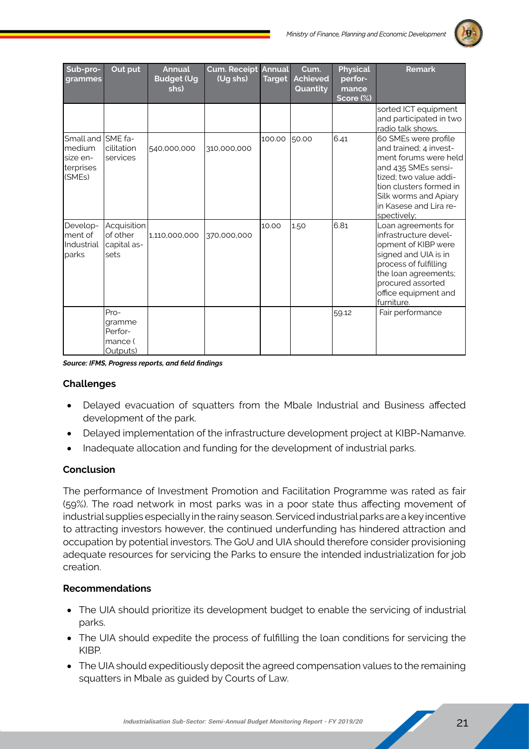| Sub-programmes | Out put | Annual Budget (Ug shs) | Cum. Receipt (Ug shs) | Annual Target | Cum. Achieved Quantity | Physical performance Score (%) | Remark |
|---|---|---|---|---|---|---|---|
| | | | | | | | sorted ICT equipment and participated in two radio talk shows. |
| Small and medium size enterprises (SMEs) | SME facilitation services | 540,000,000 | 310,000,000 | 100.00 | 50.00 | 6.41 | 60 SMEs were profile and trained; 4 investment forums were held and 435 SMEs sensitized; two value addition clusters formed in Silk worms and Apiary in Kasese and Lira respectively; |
| Development of Industrial parks | Acquisition of other capital assets | 1,110,000,000 | 370,000,000 | 10.00 | 1.50 | 6.81 | Loan agreements for infrastructure development of KIBP were signed and UIA is in process of fulfilling the loan agreements; procured assorted office equipment and furniture. |
| | Programme Performance ( Outputs) | | | | | 59.12 | Fair performance |

***Source: IFMS, Progress reports, and field findings***

**Challenges**

- Delayed evacuation of squatters from the Mbale Industrial and Business affected development of the park.
- Delayed implementation of the infrastructure development project at KIBP-Namanve.
- Inadequate allocation and funding for the development of industrial parks.

**Conclusion**

The performance of Investment Promotion and Facilitation Programme was rated as fair (59%). The road network in most parks was in a poor state thus affecting movement of industrial supplies especially in the rainy season. Serviced industrial parks are a key incentive to attracting investors however, the continued underfunding has hindered attraction and occupation by potential investors. The GoU and UIA should therefore consider provisioning adequate resources for servicing the Parks to ensure the intended industrialization for job creation.

**Recommendations**

- The UIA should prioritize its development budget to enable the servicing of industrial parks.
- The UIA should expedite the process of fulfilling the loan conditions for servicing the KIBP.
- The UIA should expeditiously deposit the agreed compensation values to the remaining squatters in Mbale as guided by Courts of Law.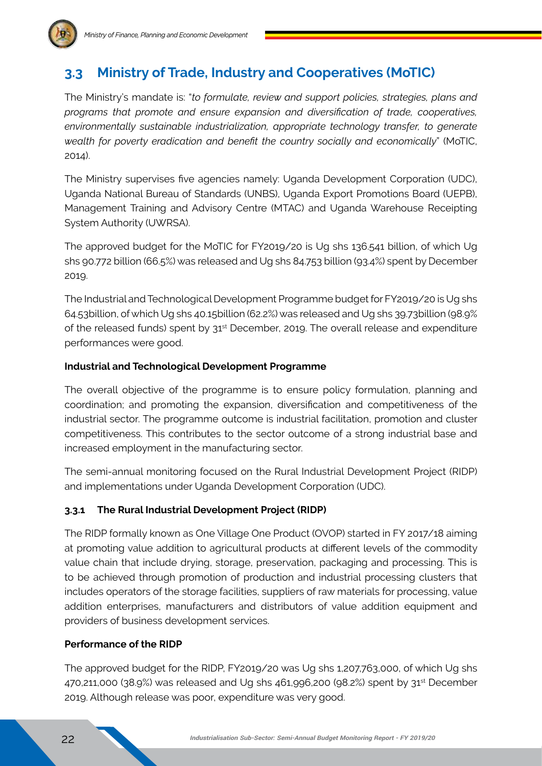## 3.3 Ministry of Trade, Industry and Cooperatives (MoTIC)

The Ministry's mandate is: "*to formulate, review and support policies, strategies, plans and programs that promote and ensure expansion and diversification of trade, cooperatives, environmentally sustainable industrialization, appropriate technology transfer, to generate wealth for poverty eradication and benefit the country socially and economically*" (MoTIC, 2014).

The Ministry supervises five agencies namely: Uganda Development Corporation (UDC), Uganda National Bureau of Standards (UNBS), Uganda Export Promotions Board (UEPB), Management Training and Advisory Centre (MTAC) and Uganda Warehouse Receipting System Authority (UWRSA).

The approved budget for the MoTIC for FY2019/20 is Ug shs 136.541 billion, of which Ug shs 90.772 billion (66.5%) was released and Ug shs 84.753 billion (93.4%) spent by December 2019.

The Industrial and Technological Development Programme budget for FY2019/20 is Ug shs 64.53billion, of which Ug shs 40.15billion (62.2%) was released and Ug shs 39.73billion (98.9% of the released funds) spent by 31st December, 2019. The overall release and expenditure performances were good.

**Industrial and Technological Development Programme**

The overall objective of the programme is to ensure policy formulation, planning and coordination; and promoting the expansion, diversification and competitiveness of the industrial sector. The programme outcome is industrial facilitation, promotion and cluster competitiveness. This contributes to the sector outcome of a strong industrial base and increased employment in the manufacturing sector.

The semi-annual monitoring focused on the Rural Industrial Development Project (RIDP) and implementations under Uganda Development Corporation (UDC).

### 3.3.1 The Rural Industrial Development Project (RIDP)

The RIDP formally known as One Village One Product (OVOP) started in FY 2017/18 aiming at promoting value addition to agricultural products at different levels of the commodity value chain that include drying, storage, preservation, packaging and processing. This is to be achieved through promotion of production and industrial processing clusters that includes operators of the storage facilities, suppliers of raw materials for processing, value addition enterprises, manufacturers and distributors of value addition equipment and providers of business development services.

**Performance of the RIDP**

The approved budget for the RIDP, FY2019/20 was Ug shs 1,207,763,000, of which Ug shs 470,211,000 (38.9%) was released and Ug shs 461,996,200 (98.2%) spent by 31st December 2019. Although release was poor, expenditure was very good.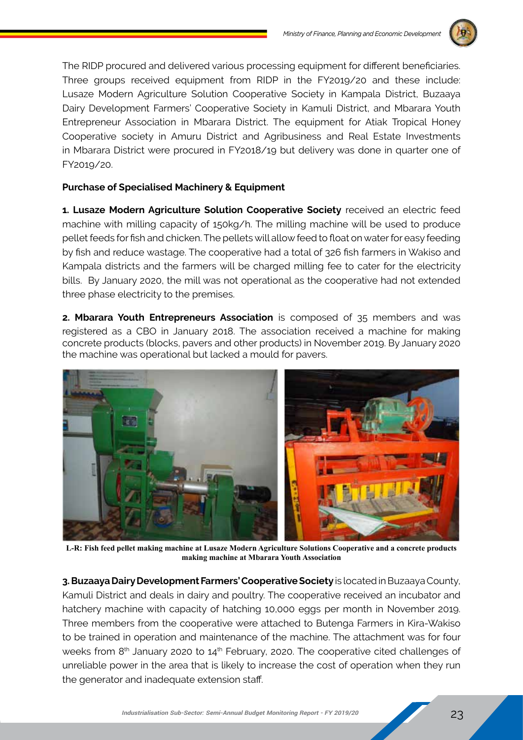The RIDP procured and delivered various processing equipment for different beneficiaries. Three groups received equipment from RIDP in the FY2019/20 and these include: Lusaze Modern Agriculture Solution Cooperative Society in Kampala District, Buzaaya Dairy Development Farmers' Cooperative Society in Kamuli District, and Mbarara Youth Entrepreneur Association in Mbarara District. The equipment for Atiak Tropical Honey Cooperative society in Amuru District and Agribusiness and Real Estate Investments in Mbarara District were procured in FY2018/19 but delivery was done in quarter one of FY2019/20.

**Purchase of Specialised Machinery & Equipment**

**1. Lusaze Modern Agriculture Solution Cooperative Society** received an electric feed machine with milling capacity of 150kg/h. The milling machine will be used to produce pellet feeds for fish and chicken. The pellets will allow feed to float on water for easy feeding by fish and reduce wastage. The cooperative had a total of 326 fish farmers in Wakiso and Kampala districts and the farmers will be charged milling fee to cater for the electricity bills. By January 2020, the mill was not operational as the cooperative had not extended three phase electricity to the premises.

**2. Mbarara Youth Entrepreneurs Association** is composed of 35 members and was registered as a CBO in January 2018. The association received a machine for making concrete products (blocks, pavers and other products) in November 2019. By January 2020 the machine was operational but lacked a mould for pavers.

**L-R: Fish feed pellet making machine at Lusaze Modern Agriculture Solutions Cooperative and a concrete products making machine at Mbarara Youth Association**

**3. Buzaaya Dairy Development Farmers' Cooperative Society** is located in Buzaaya County, Kamuli District and deals in dairy and poultry. The cooperative received an incubator and hatchery machine with capacity of hatching 10,000 eggs per month in November 2019. Three members from the cooperative were attached to Butenga Farmers in Kira-Wakiso to be trained in operation and maintenance of the machine. The attachment was for four weeks from 8th January 2020 to 14th February, 2020. The cooperative cited challenges of unreliable power in the area that is likely to increase the cost of operation when they run the generator and inadequate extension staff.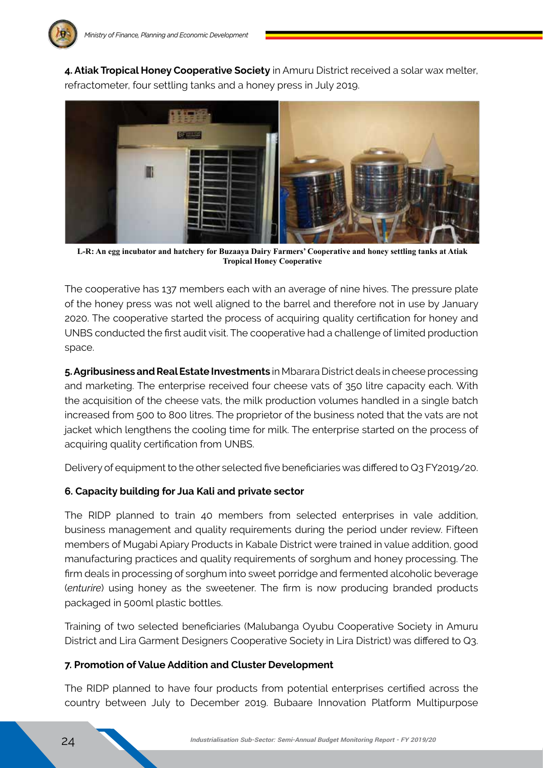**4. Atiak Tropical Honey Cooperative Society** in Amuru District received a solar wax melter, refractometer, four settling tanks and a honey press in July 2019.

**L-R: An egg incubator and hatchery for Buzaaya Dairy Farmers' Cooperative and honey settling tanks at Atiak Tropical Honey Cooperative**

The cooperative has 137 members each with an average of nine hives. The pressure plate of the honey press was not well aligned to the barrel and therefore not in use by January 2020. The cooperative started the process of acquiring quality certification for honey and UNBS conducted the first audit visit. The cooperative had a challenge of limited production space.

**5. Agribusiness and Real Estate Investments** in Mbarara District deals in cheese processing and marketing. The enterprise received four cheese vats of 350 litre capacity each. With the acquisition of the cheese vats, the milk production volumes handled in a single batch increased from 500 to 800 litres. The proprietor of the business noted that the vats are not jacket which lengthens the cooling time for milk. The enterprise started on the process of acquiring quality certification from UNBS.

Delivery of equipment to the other selected five beneficiaries was differed to Q3 FY2019/20.

**6. Capacity building for Jua Kali and private sector**

The RIDP planned to train 40 members from selected enterprises in vale addition, business management and quality requirements during the period under review. Fifteen members of Mugabi Apiary Products in Kabale District were trained in value addition, good manufacturing practices and quality requirements of sorghum and honey processing. The firm deals in processing of sorghum into sweet porridge and fermented alcoholic beverage (*enturire*) using honey as the sweetener. The firm is now producing branded products packaged in 500ml plastic bottles.

Training of two selected beneficiaries (Malubanga Oyubu Cooperative Society in Amuru District and Lira Garment Designers Cooperative Society in Lira District) was differed to Q3.

**7. Promotion of Value Addition and Cluster Development**

The RIDP planned to have four products from potential enterprises certified across the country between July to December 2019. Bubaare Innovation Platform Multipurpose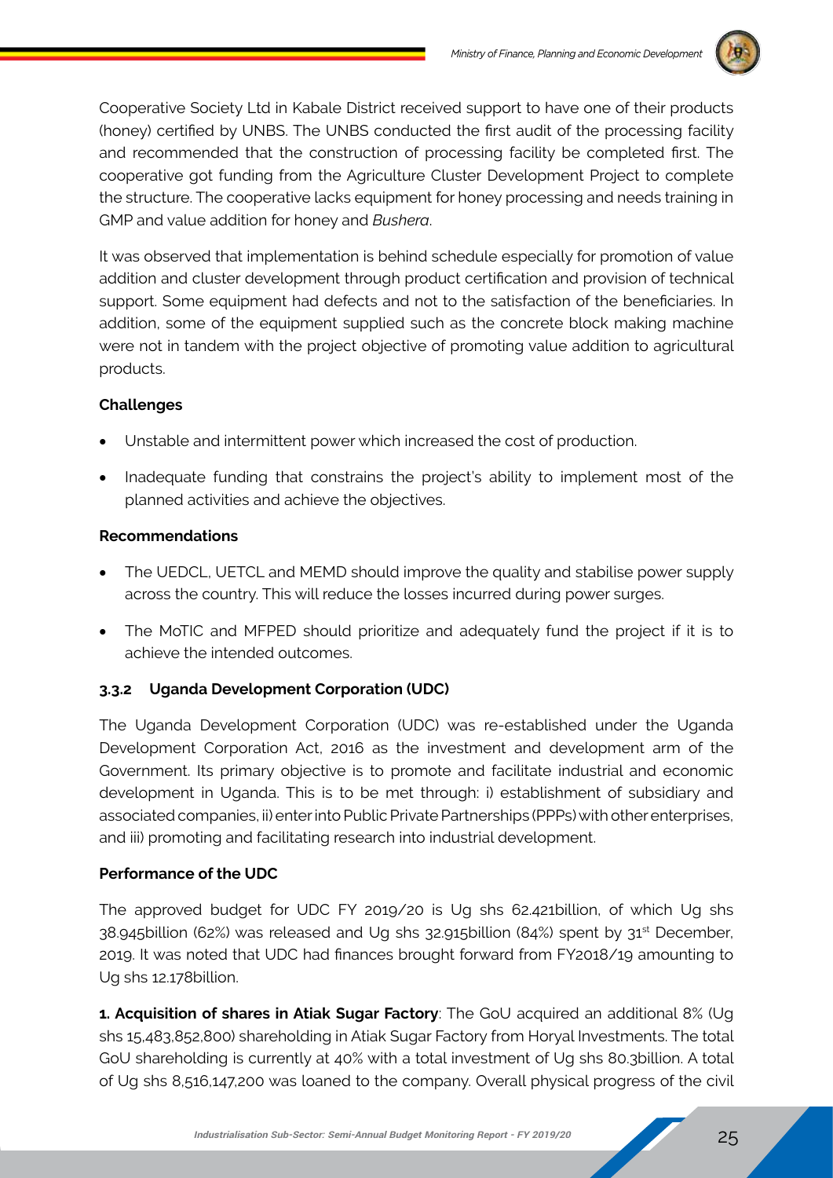Cooperative Society Ltd in Kabale District received support to have one of their products (honey) certified by UNBS. The UNBS conducted the first audit of the processing facility and recommended that the construction of processing facility be completed first. The cooperative got funding from the Agriculture Cluster Development Project to complete the structure. The cooperative lacks equipment for honey processing and needs training in GMP and value addition for honey and *Bushera*.

It was observed that implementation is behind schedule especially for promotion of value addition and cluster development through product certification and provision of technical support. Some equipment had defects and not to the satisfaction of the beneficiaries. In addition, some of the equipment supplied such as the concrete block making machine were not in tandem with the project objective of promoting value addition to agricultural products.

**Challenges**

- Unstable and intermittent power which increased the cost of production.
- Inadequate funding that constrains the project's ability to implement most of the planned activities and achieve the objectives.

**Recommendations**

- The UEDCL, UETCL and MEMD should improve the quality and stabilise power supply across the country. This will reduce the losses incurred during power surges.
- The MoTIC and MFPED should prioritize and adequately fund the project if it is to achieve the intended outcomes.

### 3.3.2 Uganda Development Corporation (UDC)

The Uganda Development Corporation (UDC) was re-established under the Uganda Development Corporation Act, 2016 as the investment and development arm of the Government. Its primary objective is to promote and facilitate industrial and economic development in Uganda. This is to be met through: i) establishment of subsidiary and associated companies, ii) enter into Public Private Partnerships (PPPs) with other enterprises, and iii) promoting and facilitating research into industrial development.

**Performance of the UDC**

The approved budget for UDC FY 2019/20 is Ug shs 62.421billion, of which Ug shs 38.945billion (62%) was released and Ug shs 32.915billion (84%) spent by 31st December, 2019. It was noted that UDC had finances brought forward from FY2018/19 amounting to Ug shs 12.178billion.

**1. Acquisition of shares in Atiak Sugar Factory**: The GoU acquired an additional 8% (Ug shs 15,483,852,800) shareholding in Atiak Sugar Factory from Horyal Investments. The total GoU shareholding is currently at 40% with a total investment of Ug shs 80.3billion. A total of Ug shs 8,516,147,200 was loaned to the company. Overall physical progress of the civil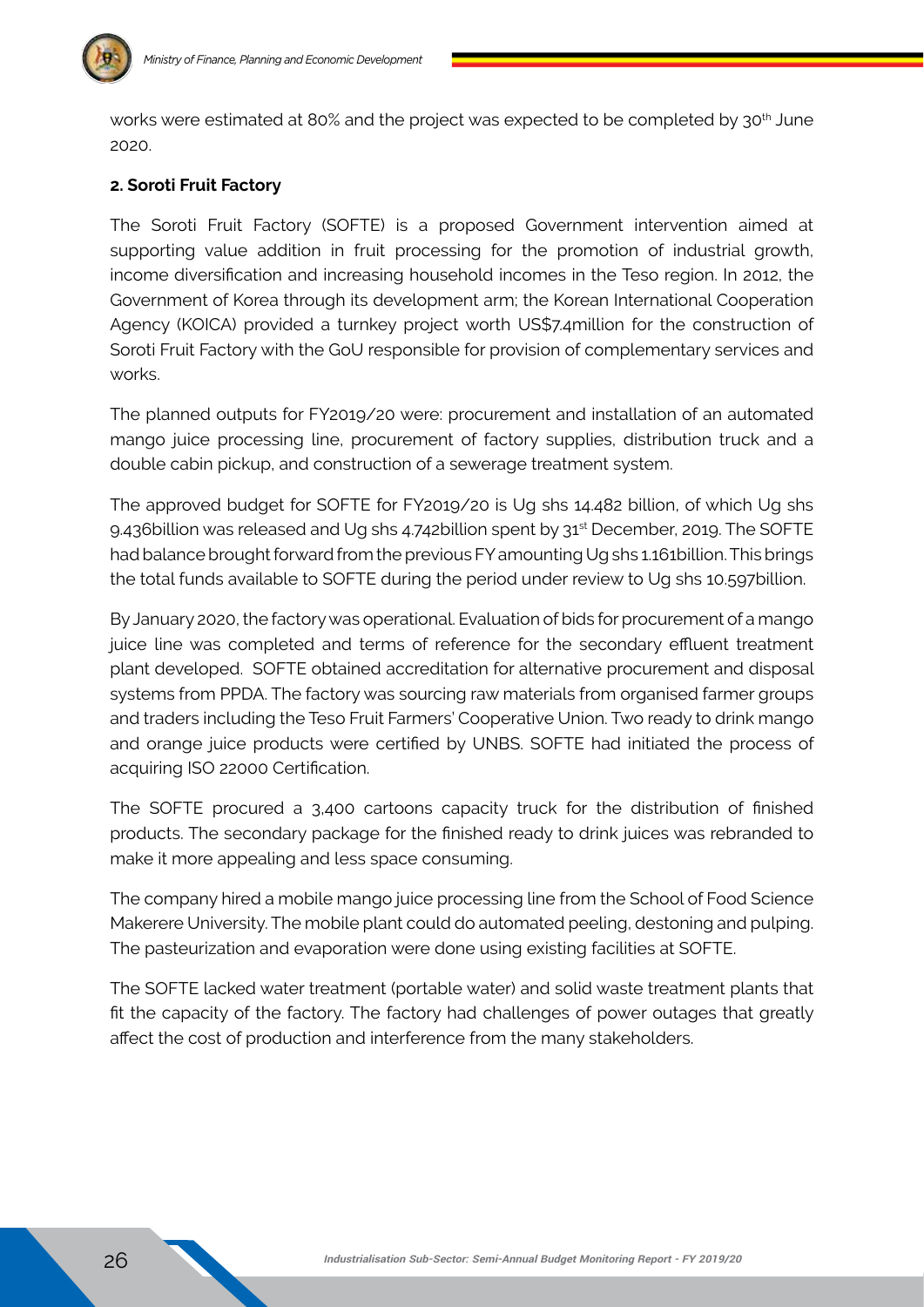works were estimated at 80% and the project was expected to be completed by 30th June 2020.

**2. Soroti Fruit Factory**

The Soroti Fruit Factory (SOFTE) is a proposed Government intervention aimed at supporting value addition in fruit processing for the promotion of industrial growth, income diversification and increasing household incomes in the Teso region. In 2012, the Government of Korea through its development arm; the Korean International Cooperation Agency (KOICA) provided a turnkey project worth US$7.4million for the construction of Soroti Fruit Factory with the GoU responsible for provision of complementary services and works.

The planned outputs for FY2019/20 were: procurement and installation of an automated mango juice processing line, procurement of factory supplies, distribution truck and a double cabin pickup, and construction of a sewerage treatment system.

The approved budget for SOFTE for FY2019/20 is Ug shs 14.482 billion, of which Ug shs 9.436billion was released and Ug shs 4.742billion spent by 31st December, 2019. The SOFTE had balance brought forward from the previous FY amounting Ug shs 1.161billion. This brings the total funds available to SOFTE during the period under review to Ug shs 10.597billion.

By January 2020, the factory was operational. Evaluation of bids for procurement of a mango juice line was completed and terms of reference for the secondary effluent treatment plant developed. SOFTE obtained accreditation for alternative procurement and disposal systems from PPDA. The factory was sourcing raw materials from organised farmer groups and traders including the Teso Fruit Farmers' Cooperative Union. Two ready to drink mango and orange juice products were certified by UNBS. SOFTE had initiated the process of acquiring ISO 22000 Certification.

The SOFTE procured a 3,400 cartoons capacity truck for the distribution of finished products. The secondary package for the finished ready to drink juices was rebranded to make it more appealing and less space consuming.

The company hired a mobile mango juice processing line from the School of Food Science Makerere University. The mobile plant could do automated peeling, destoning and pulping. The pasteurization and evaporation were done using existing facilities at SOFTE.

The SOFTE lacked water treatment (portable water) and solid waste treatment plants that fit the capacity of the factory. The factory had challenges of power outages that greatly affect the cost of production and interference from the many stakeholders.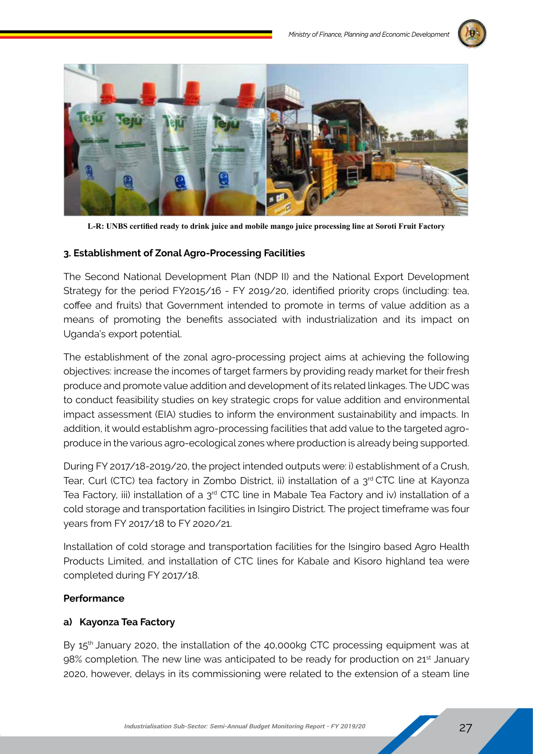L-R: UNBS certified ready to drink juice and mobile mango juice processing line at Soroti Fruit Factory

### 3. Establishment of Zonal Agro-Processing Facilities

The Second National Development Plan (NDP II) and the National Export Development Strategy for the period FY2015/16 - FY 2019/20, identified priority crops (including: tea, coffee and fruits) that Government intended to promote in terms of value addition as a means of promoting the benefits associated with industrialization and its impact on Uganda's export potential.

The establishment of the zonal agro-processing project aims at achieving the following objectives: increase the incomes of target farmers by providing ready market for their fresh produce and promote value addition and development of its related linkages. The UDC was to conduct feasibility studies on key strategic crops for value addition and environmental impact assessment (EIA) studies to inform the environment sustainability and impacts. In addition, it would establishm agro-processing facilities that add value to the targeted agro-produce in the various agro-ecological zones where production is already being supported.

During FY 2017/18-2019/20, the project intended outputs were: i) establishment of a Crush, Tear, Curl (CTC) tea factory in Zombo District, ii) installation of a 3rd CTC line at Kayonza Tea Factory, iii) installation of a 3rd CTC line in Mabale Tea Factory and iv) installation of a cold storage and transportation facilities in Isingiro District. The project timeframe was four years from FY 2017/18 to FY 2020/21.

Installation of cold storage and transportation facilities for the Isingiro based Agro Health Products Limited, and installation of CTC lines for Kabale and Kisoro highland tea were completed during FY 2017/18.

**Performance**

**a) Kayonza Tea Factory**

By 15th January 2020, the installation of the 40,000kg CTC processing equipment was at 98% completion. The new line was anticipated to be ready for production on 21st January 2020, however, delays in its commissioning were related to the extension of a steam line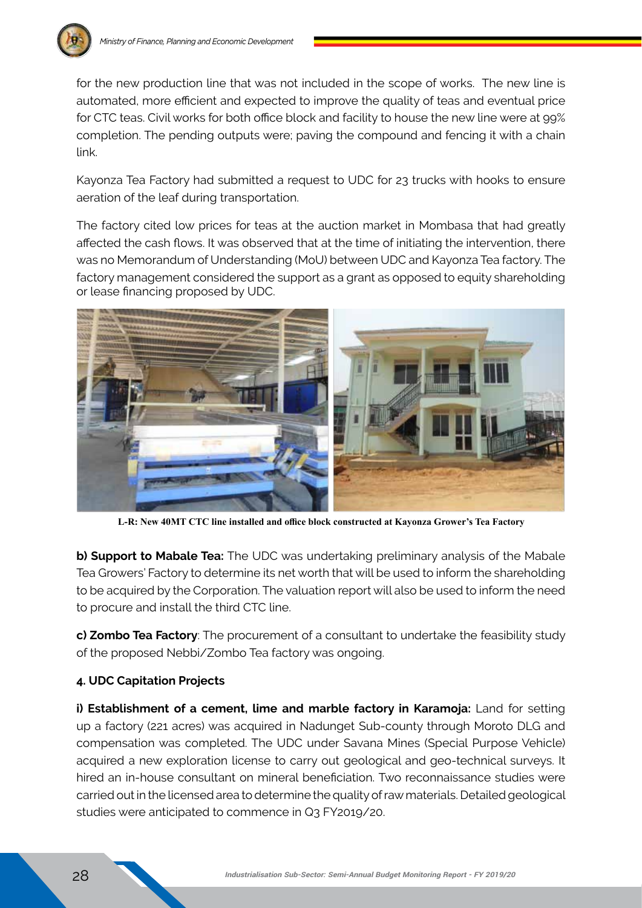for the new production line that was not included in the scope of works. The new line is automated, more efficient and expected to improve the quality of teas and eventual price for CTC teas. Civil works for both office block and facility to house the new line were at 99% completion. The pending outputs were; paving the compound and fencing it with a chain link.

Kayonza Tea Factory had submitted a request to UDC for 23 trucks with hooks to ensure aeration of the leaf during transportation.

The factory cited low prices for teas at the auction market in Mombasa that had greatly affected the cash flows. It was observed that at the time of initiating the intervention, there was no Memorandum of Understanding (MoU) between UDC and Kayonza Tea factory. The factory management considered the support as a grant as opposed to equity shareholding or lease financing proposed by UDC.

**L-R: New 40MT CTC line installed and office block constructed at Kayonza Grower's Tea Factory**

**b) Support to Mabale Tea:** The UDC was undertaking preliminary analysis of the Mabale Tea Growers' Factory to determine its net worth that will be used to inform the shareholding to be acquired by the Corporation. The valuation report will also be used to inform the need to procure and install the third CTC line.

**c) Zombo Tea Factory**: The procurement of a consultant to undertake the feasibility study of the proposed Nebbi/Zombo Tea factory was ongoing.

**4. UDC Capitation Projects**

**i) Establishment of a cement, lime and marble factory in Karamoja:** Land for setting up a factory (221 acres) was acquired in Nadunget Sub-county through Moroto DLG and compensation was completed. The UDC under Savana Mines (Special Purpose Vehicle) acquired a new exploration license to carry out geological and geo-technical surveys. It hired an in-house consultant on mineral beneficiation. Two reconnaissance studies were carried out in the licensed area to determine the quality of raw materials. Detailed geological studies were anticipated to commence in Q3 FY2019/20.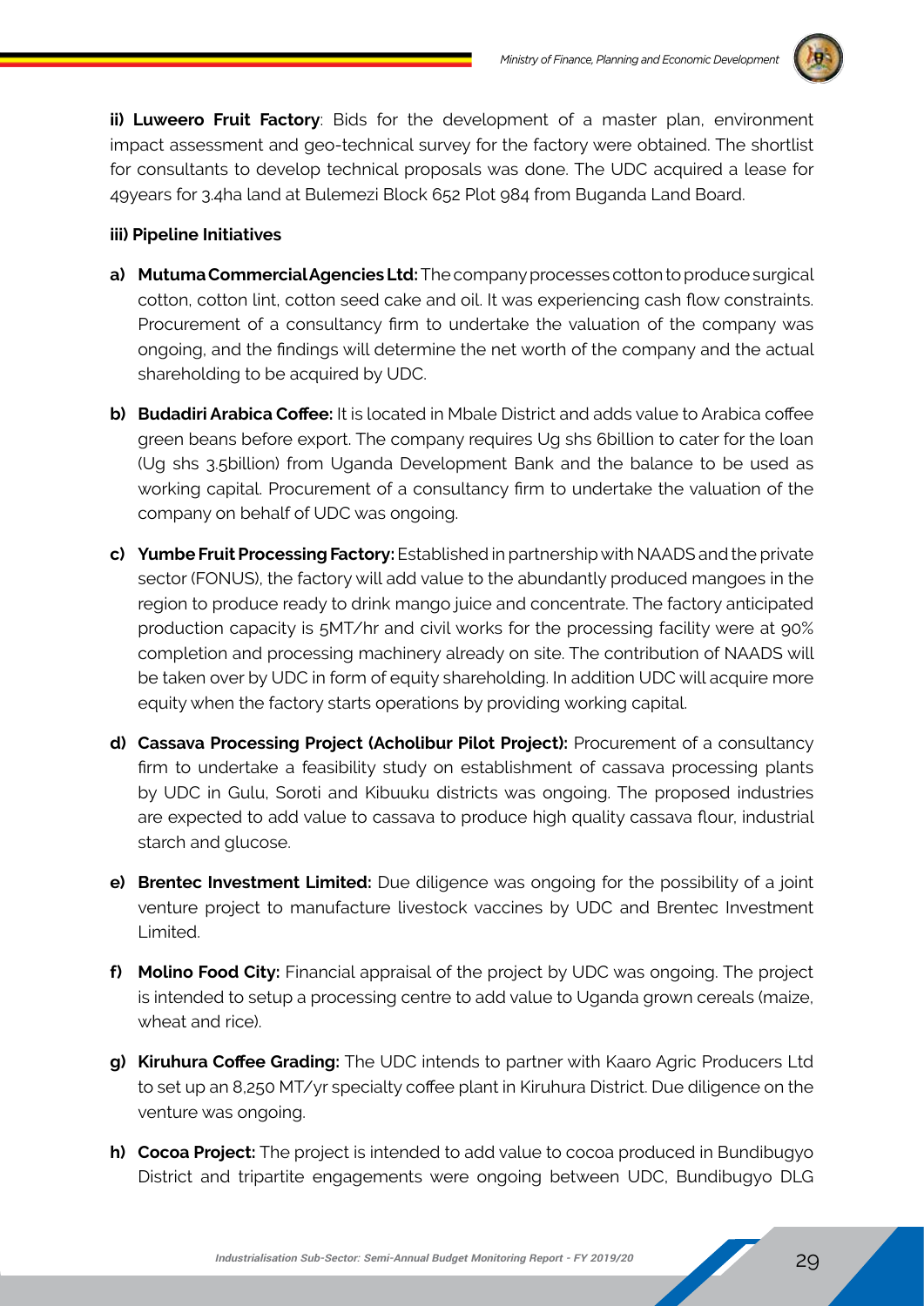**ii) Luweero Fruit Factory**: Bids for the development of a master plan, environment impact assessment and geo-technical survey for the factory were obtained. The shortlist for consultants to develop technical proposals was done. The UDC acquired a lease for 49years for 3.4ha land at Bulemezi Block 652 Plot 984 from Buganda Land Board.

**iii) Pipeline Initiatives**

a) **Mutuma Commercial Agencies Ltd:** The company processes cotton to produce surgical cotton, cotton lint, cotton seed cake and oil. It was experiencing cash flow constraints. Procurement of a consultancy firm to undertake the valuation of the company was ongoing, and the findings will determine the net worth of the company and the actual shareholding to be acquired by UDC.

b) **Budadiri Arabica Coffee:** It is located in Mbale District and adds value to Arabica coffee green beans before export. The company requires Ug shs 6billion to cater for the loan (Ug shs 3.5billion) from Uganda Development Bank and the balance to be used as working capital. Procurement of a consultancy firm to undertake the valuation of the company on behalf of UDC was ongoing.

c) **Yumbe Fruit Processing Factory:** Established in partnership with NAADS and the private sector (FONUS), the factory will add value to the abundantly produced mangoes in the region to produce ready to drink mango juice and concentrate. The factory anticipated production capacity is 5MT/hr and civil works for the processing facility were at 90% completion and processing machinery already on site. The contribution of NAADS will be taken over by UDC in form of equity shareholding. In addition UDC will acquire more equity when the factory starts operations by providing working capital.

d) **Cassava Processing Project (Acholibur Pilot Project):** Procurement of a consultancy firm to undertake a feasibility study on establishment of cassava processing plants by UDC in Gulu, Soroti and Kibuuku districts was ongoing. The proposed industries are expected to add value to cassava to produce high quality cassava flour, industrial starch and glucose.

e) **Brentec Investment Limited:** Due diligence was ongoing for the possibility of a joint venture project to manufacture livestock vaccines by UDC and Brentec Investment Limited.

f) **Molino Food City:** Financial appraisal of the project by UDC was ongoing. The project is intended to setup a processing centre to add value to Uganda grown cereals (maize, wheat and rice).

g) **Kiruhura Coffee Grading:** The UDC intends to partner with Kaaro Agric Producers Ltd to set up an 8,250 MT/yr specialty coffee plant in Kiruhura District. Due diligence on the venture was ongoing.

h) **Cocoa Project:** The project is intended to add value to cocoa produced in Bundibugyo District and tripartite engagements were ongoing between UDC, Bundibugyo DLG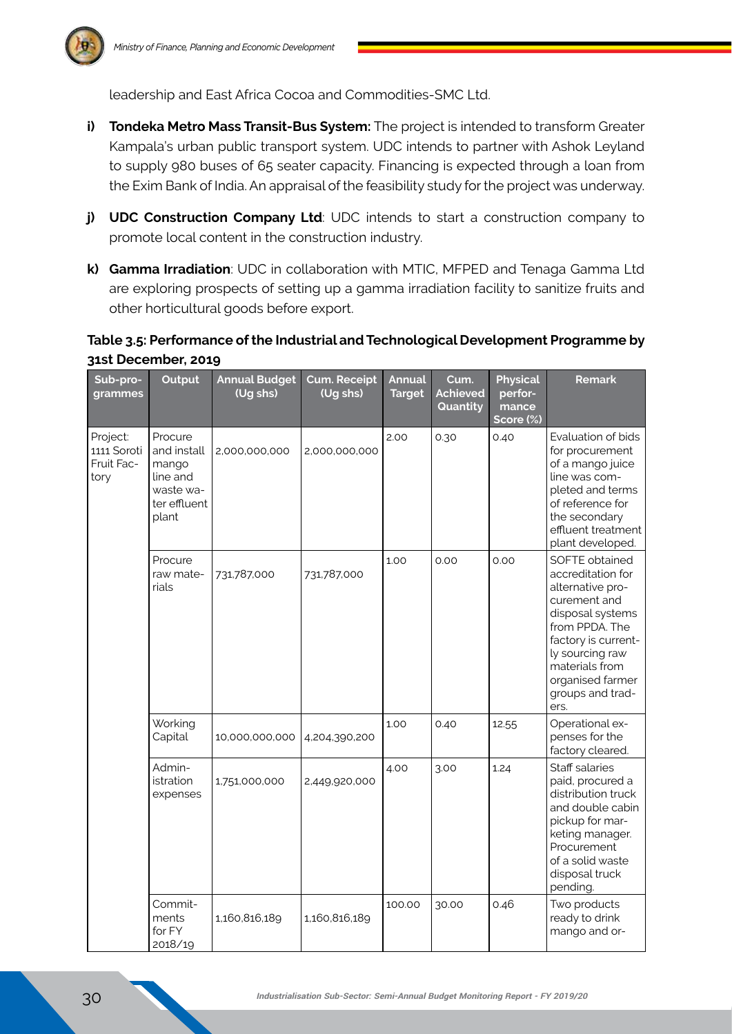leadership and East Africa Cocoa and Commodities-SMC Ltd.

i) **Tondeka Metro Mass Transit-Bus System:** The project is intended to transform Greater Kampala's urban public transport system. UDC intends to partner with Ashok Leyland to supply 980 buses of 65 seater capacity. Financing is expected through a loan from the Exim Bank of India. An appraisal of the feasibility study for the project was underway.

j) **UDC Construction Company Ltd**: UDC intends to start a construction company to promote local content in the construction industry.

k) **Gamma Irradiation**: UDC in collaboration with MTIC, MFPED and Tenaga Gamma Ltd are exploring prospects of setting up a gamma irradiation facility to sanitize fruits and other horticultural goods before export.

**Table 3.5: Performance of the Industrial and Technological Development Programme by 31st December, 2019**

| Sub-programmes | Output | Annual Budget (Ug shs) | Cum. Receipt (Ug shs) | Annual Target | Cum. Achieved Quantity | Physical performance Score (%) | Remark |
|---|---|---|---|---|---|---|---|
| Project: 1111 Soroti Fruit Factory | Procure and install mango line and waste water effluent plant | 2,000,000,000 | 2,000,000,000 | 2.00 | 0.30 | 0.40 | Evaluation of bids for procurement of a mango juice line was completed and terms of reference for the secondary effluent treatment plant developed. |
| | Procure raw materials | 731,787,000 | 731,787,000 | 1.00 | 0.00 | 0.00 | SOFTE obtained accreditation for alternative procurement and disposal systems from PPDA. The factory is currently sourcing raw materials from organised farmer groups and traders. |
| | Working Capital | 10,000,000,000 | 4,204,390,200 | 1.00 | 0.40 | 12.55 | Operational expenses for the factory cleared. |
| | Administration expenses | 1,751,000,000 | 2,449,920,000 | 4.00 | 3.00 | 1.24 | Staff salaries paid, procured a distribution truck and double cabin pickup for marketing manager. Procurement of a solid waste disposal truck pending. |
| | Commitments for FY 2018/19 | 1,160,816,189 | 1,160,816,189 | 100.00 | 30.00 | 0.46 | Two products ready to drink mango and or- |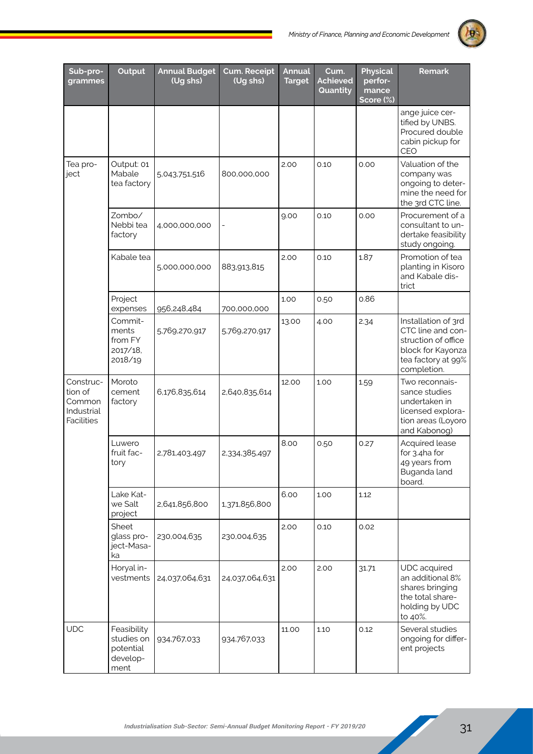| Sub-programmes | Output | Annual Budget (Ug shs) | Cum. Receipt (Ug shs) | Annual Target | Cum. Achieved Quantity | Physical performance Score (%) | Remark |
|---|---|---|---|---|---|---|---|
| | | | | | | | ange juice certified by UNBS. Procured double cabin pickup for CEO |
| Tea project | Output: 01 Mabale tea factory | 5,043,751,516 | 800,000,000 | 2.00 | 0.10 | 0.00 | Valuation of the company was ongoing to determine the need for the 3rd CTC line. |
| | Zombo/ Nebbi tea factory | 4,000,000,000 | - | 9.00 | 0.10 | 0.00 | Procurement of a consultant to undertake feasibility study ongoing. |
| | Kabale tea | 5,000,000,000 | 883,913,815 | 2.00 | 0.10 | 1.87 | Promotion of tea planting in Kisoro and Kabale district |
| | Project expenses | 956,248,484 | 700,000,000 | 1.00 | 0.50 | 0.86 | |
| | Commitments from FY 2017/18, 2018/19 | 5,769,270,917 | 5,769,270,917 | 13.00 | 4.00 | 2.34 | Installation of 3rd CTC line and construction of office block for Kayonza tea factory at 99% completion. |
| Construction of Common Industrial Facilities | Moroto cement factory | 6,176,835,614 | 2,640,835,614 | 12.00 | 1.00 | 1.59 | Two reconnaissance studies undertaken in licensed exploration areas (Loyoro and Kabonog) |
| | Luwero fruit factory | 2,781,403,497 | 2,334,385,497 | 8.00 | 0.50 | 0.27 | Acquired lease for 3.4ha for 49 years from Buganda land board. |
| | Lake Katwe Salt project | 2,641,856,800 | 1,371,856,800 | 6.00 | 1.00 | 1.12 | |
| | Sheet glass project-Masaka | 230,004,635 | 230,004,635 | 2.00 | 0.10 | 0.02 | |
| | Horyal investments | 24,037,064,631 | 24,037,064,631 | 2.00 | 2.00 | 31.71 | UDC acquired an additional 8% shares bringing the total shareholding by UDC to 40%. |
| UDC | Feasibility studies on potential development | 934,767,033 | 934,767,033 | 11.00 | 1.10 | 0.12 | Several studies ongoing for different projects |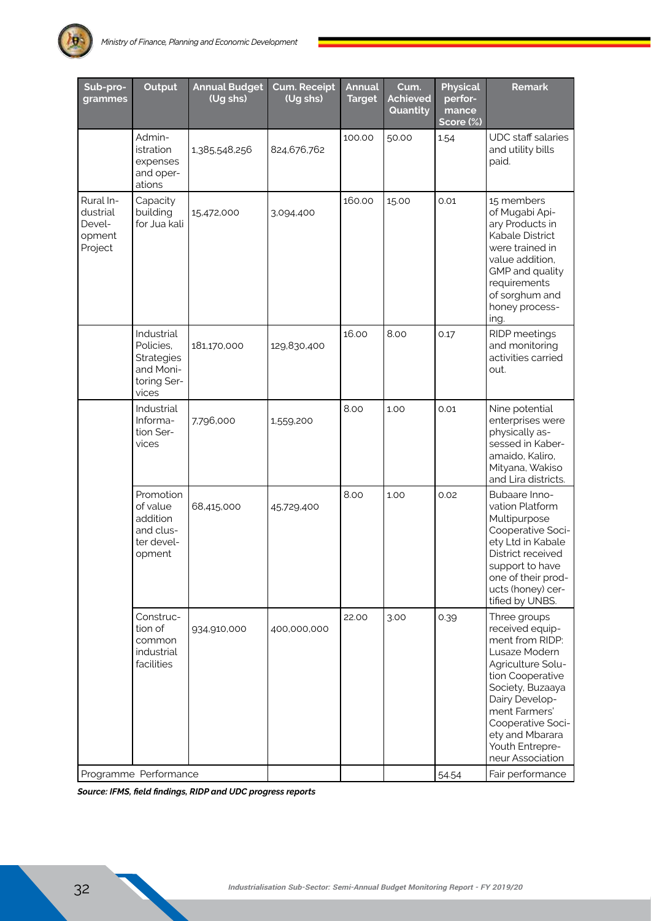| Sub-programmes | Output | Annual Budget (Ug shs) | Cum. Receipt (Ug shs) | Annual Target | Cum. Achieved Quantity | Physical performance Score (%) | Remark |
|---|---|---|---|---|---|---|---|
| | Administration expenses and operations | 1,385,548,256 | 824,676,762 | 100.00 | 50.00 | 1.54 | UDC staff salaries and utility bills paid. |
| Rural Industrial Development Project | Capacity building for Jua kali | 15,472,000 | 3,094,400 | 160.00 | 15.00 | 0.01 | 15 members of Mugabi Apiary Products in Kabale District were trained in value addition, GMP and quality requirements of sorghum and honey processing. |
| | Industrial Policies, Strategies and Monitoring Services | 181,170,000 | 129,830,400 | 16.00 | 8.00 | 0.17 | RIDP meetings and monitoring activities carried out. |
| | Industrial Information Services | 7,796,000 | 1,559,200 | 8.00 | 1.00 | 0.01 | Nine potential enterprises were physically assessed in Kaberamaido, Kaliro, Mityana, Wakiso and Lira districts. |
| | Promotion of value addition and cluster development | 68,415,000 | 45,729,400 | 8.00 | 1.00 | 0.02 | Bubaare Innovation Platform Multipurpose Cooperative Society Ltd in Kabale District received support to have one of their products (honey) certified by UNBS. |
| | Construction of common industrial facilities | 934,910,000 | 400,000,000 | 22.00 | 3.00 | 0.39 | Three groups received equipment from RIDP: Lusaze Modern Agriculture Solution Cooperative Society, Buzaaya Dairy Development Farmers' Cooperative Society and Mbarara Youth Entrepreneur Association |
| Programme Performance | | | | | | 54.54 | Fair performance |

***Source: IFMS, field findings, RIDP and UDC progress reports***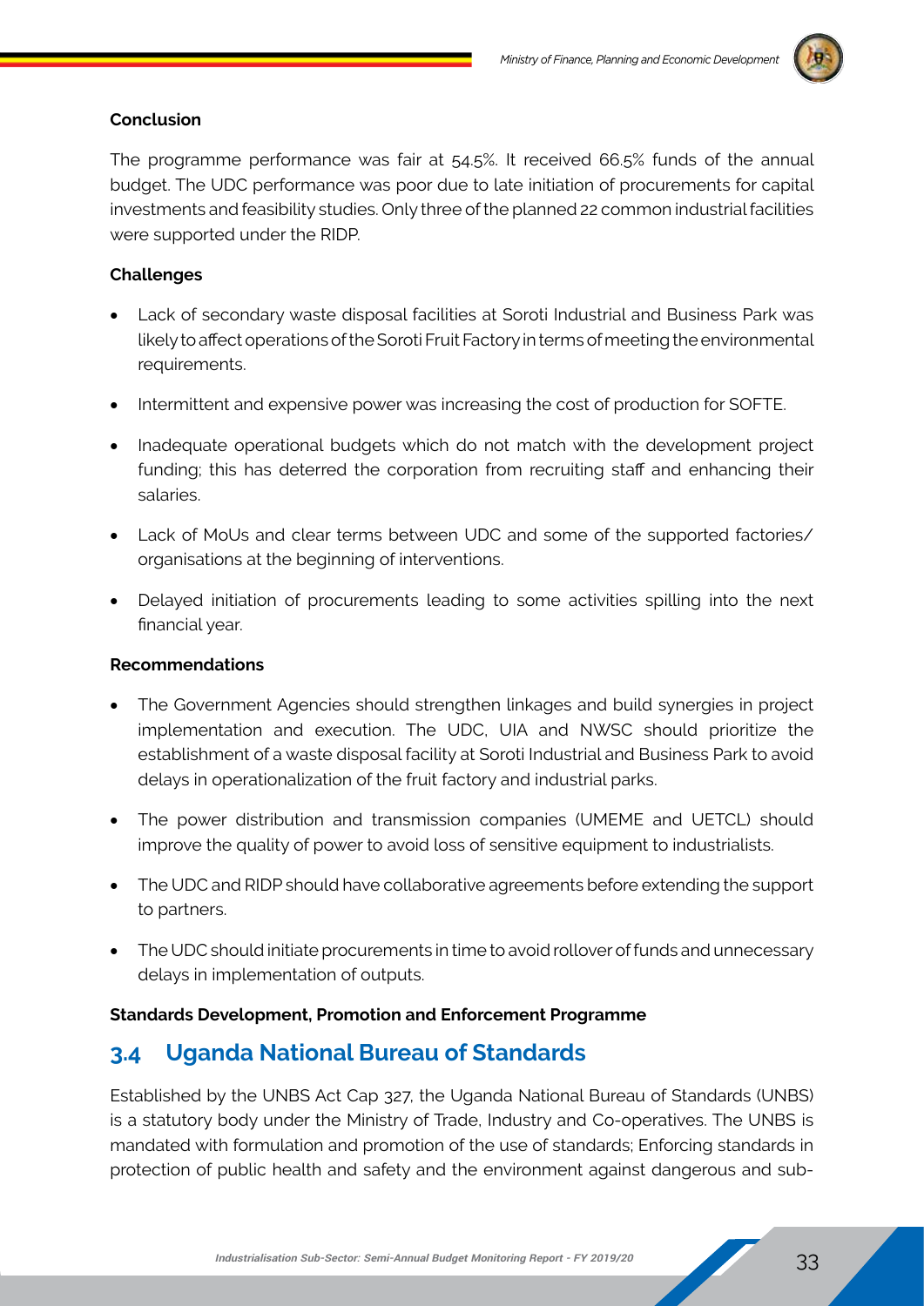**Conclusion**

The programme performance was fair at 54.5%. It received 66.5% funds of the annual budget. The UDC performance was poor due to late initiation of procurements for capital investments and feasibility studies. Only three of the planned 22 common industrial facilities were supported under the RIDP.

**Challenges**

- Lack of secondary waste disposal facilities at Soroti Industrial and Business Park was likely to affect operations of the Soroti Fruit Factory in terms of meeting the environmental requirements.
- Intermittent and expensive power was increasing the cost of production for SOFTE.
- Inadequate operational budgets which do not match with the development project funding; this has deterred the corporation from recruiting staff and enhancing their salaries.
- Lack of MoUs and clear terms between UDC and some of the supported factories/ organisations at the beginning of interventions.
- Delayed initiation of procurements leading to some activities spilling into the next financial year.

**Recommendations**

- The Government Agencies should strengthen linkages and build synergies in project implementation and execution. The UDC, UIA and NWSC should prioritize the establishment of a waste disposal facility at Soroti Industrial and Business Park to avoid delays in operationalization of the fruit factory and industrial parks.
- The power distribution and transmission companies (UMEME and UETCL) should improve the quality of power to avoid loss of sensitive equipment to industrialists.
- The UDC and RIDP should have collaborative agreements before extending the support to partners.
- The UDC should initiate procurements in time to avoid rollover of funds and unnecessary delays in implementation of outputs.

**Standards Development, Promotion and Enforcement Programme**

## 3.4 Uganda National Bureau of Standards

Established by the UNBS Act Cap 327, the Uganda National Bureau of Standards (UNBS) is a statutory body under the Ministry of Trade, Industry and Co-operatives. The UNBS is mandated with formulation and promotion of the use of standards; Enforcing standards in protection of public health and safety and the environment against dangerous and sub-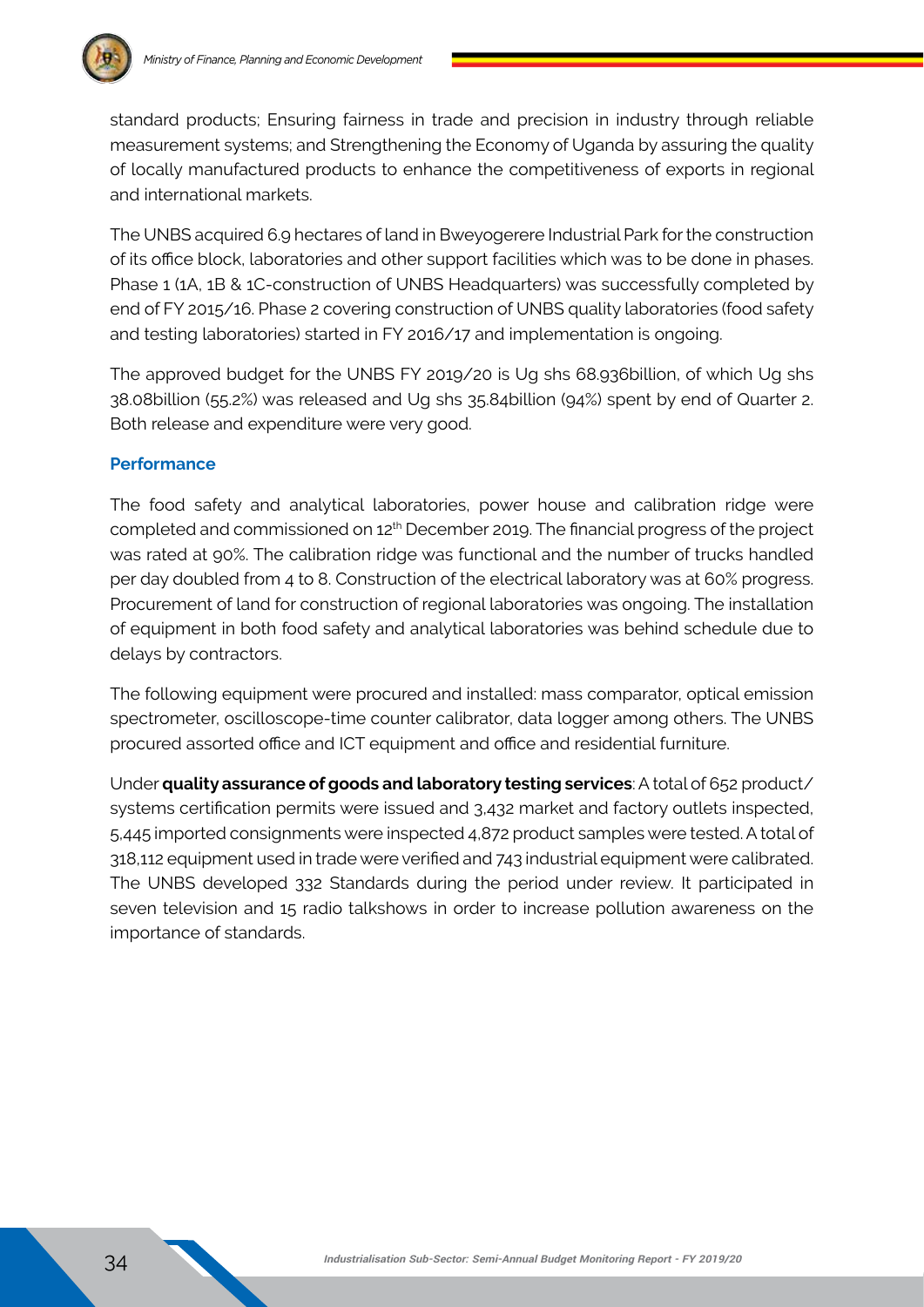standard products; Ensuring fairness in trade and precision in industry through reliable measurement systems; and Strengthening the Economy of Uganda by assuring the quality of locally manufactured products to enhance the competitiveness of exports in regional and international markets.

The UNBS acquired 6.9 hectares of land in Bweyogerere Industrial Park for the construction of its office block, laboratories and other support facilities which was to be done in phases. Phase 1 (1A, 1B & 1C-construction of UNBS Headquarters) was successfully completed by end of FY 2015/16. Phase 2 covering construction of UNBS quality laboratories (food safety and testing laboratories) started in FY 2016/17 and implementation is ongoing.

The approved budget for the UNBS FY 2019/20 is Ug shs 68.936billion, of which Ug shs 38.08billion (55.2%) was released and Ug shs 35.84billion (94%) spent by end of Quarter 2. Both release and expenditure were very good.

### Performance

The food safety and analytical laboratories, power house and calibration ridge were completed and commissioned on 12th December 2019. The financial progress of the project was rated at 90%. The calibration ridge was functional and the number of trucks handled per day doubled from 4 to 8. Construction of the electrical laboratory was at 60% progress. Procurement of land for construction of regional laboratories was ongoing. The installation of equipment in both food safety and analytical laboratories was behind schedule due to delays by contractors.

The following equipment were procured and installed: mass comparator, optical emission spectrometer, oscilloscope-time counter calibrator, data logger among others. The UNBS procured assorted office and ICT equipment and office and residential furniture.

Under **quality assurance of goods and laboratory testing services**: A total of 652 product/systems certification permits were issued and 3,432 market and factory outlets inspected, 5,445 imported consignments were inspected 4,872 product samples were tested. A total of 318,112 equipment used in trade were verified and 743 industrial equipment were calibrated. The UNBS developed 332 Standards during the period under review. It participated in seven television and 15 radio talkshows in order to increase pollution awareness on the importance of standards.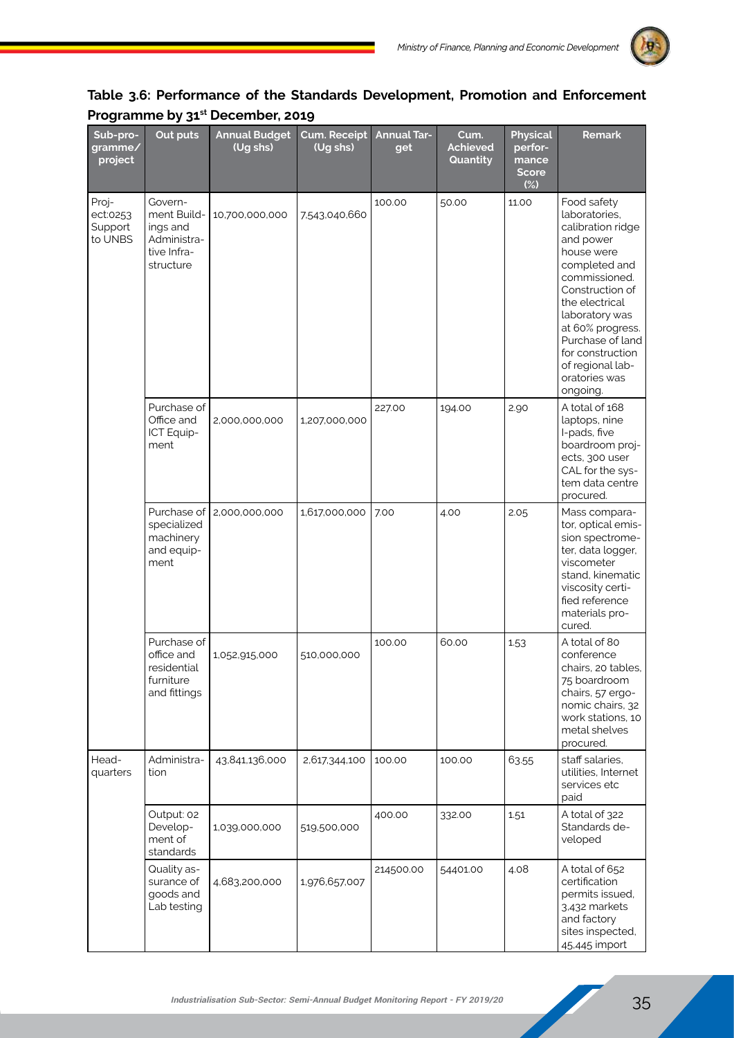**Table 3.6: Performance of the Standards Development, Promotion and Enforcement Programme by 31st December, 2019**

| Sub-programme/ project | Out puts | Annual Budget (Ug shs) | Cum. Receipt (Ug shs) | Annual Target | Cum. Achieved Quantity | Physical performance Score (%) | Remark |
|---|---|---|---|---|---|---|---|
| Project:0253 Support to UNBS | Government Buildings and Administrative Infrastructure | 10,700,000,000 | 7,543,040,660 | 100.00 | 50.00 | 11.00 | Food safety laboratories, calibration ridge and power house were completed and commissioned. Construction of the electrical laboratory was at 60% progress. Purchase of land for construction of regional laboratories was ongoing. |
| | Purchase of Office and ICT Equipment | 2,000,000,000 | 1,207,000,000 | 227.00 | 194.00 | 2.90 | A total of 168 laptops, nine I-pads, five boardroom projects, 300 user CAL for the system data centre procured. |
| | Purchase of specialized machinery and equipment | 2,000,000,000 | 1,617,000,000 | 7.00 | 4.00 | 2.05 | Mass comparator, optical emission spectrometer, data logger, viscometer stand, kinematic viscosity certified reference materials procured. |
| | Purchase of office and residential furniture and fittings | 1,052,915,000 | 510,000,000 | 100.00 | 60.00 | 1.53 | A total of 80 conference chairs, 20 tables, 75 boardroom chairs, 57 ergonomic chairs, 32 work stations, 10 metal shelves procured. |
| Headquarters | Administration | 43,841,136,000 | 2,617,344,100 | 100.00 | 100.00 | 63.55 | staff salaries, utilities, Internet services etc paid |
| | Output: 02 Development of standards | 1,039,000,000 | 519,500,000 | 400.00 | 332.00 | 1.51 | A total of 322 Standards developed |
| | Quality assurance of goods and Lab testing | 4,683,200,000 | 1,976,657,007 | 214500.00 | 54401.00 | 4.08 | A total of 652 certification permits issued, 3,432 markets and factory sites inspected, 45,445 import |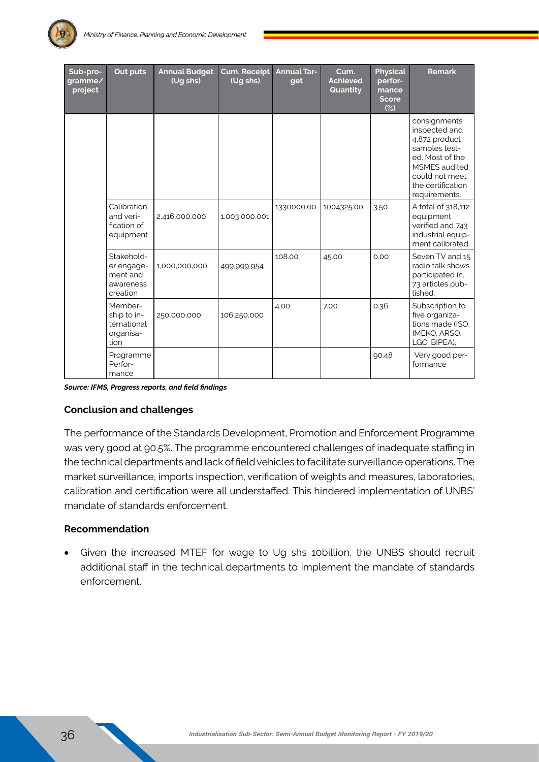| Sub-programme/ project | Out puts | Annual Budget (Ug shs) | Cum. Receipt (Ug shs) | Annual Target | Cum. Achieved Quantity | Physical performance Score (%) | Remark |
|---|---|---|---|---|---|---|---|
| | | | | | | | consignments inspected and 4,872 product samples tested. Most of the MSMES audited could not meet the certification requirements. |
| | Calibration and verification of equipment | 2,416,000,000 | 1,003,000,001 | 1330000.00 | 1004325.00 | 3.50 | A total of 318,112 equipment verified and 743 industrial equipment calibrated. |
| | Stakeholder engagement and awareness creation | 1,000,000,000 | 499,999,954 | 108.00 | 45.00 | 0.00 | Seven TV and 15 radio talk shows participated in, 73 articles published. |
| | Membership to international organisation | 250,000,000 | 106,250,000 | 4.00 | 7.00 | 0.36 | Subscription to five organizations made (ISO, IMEKO, ARSO, LGC, BIPEA). |
| | Programme Performance | | | | | 90.48 | Very good performance |

***Source: IFMS, Progress reports, and field findings***

#### Conclusion and challenges

The performance of the Standards Development, Promotion and Enforcement Programme was very good at 90.5%. The programme encountered challenges of inadequate staffing in the technical departments and lack of field vehicles to facilitate surveillance operations. The market surveillance, imports inspection, verification of weights and measures, laboratories, calibration and certification were all understaffed. This hindered implementation of UNBS' mandate of standards enforcement.

#### Recommendation

- Given the increased MTEF for wage to Ug shs 10billion, the UNBS should recruit additional staff in the technical departments to implement the mandate of standards enforcement.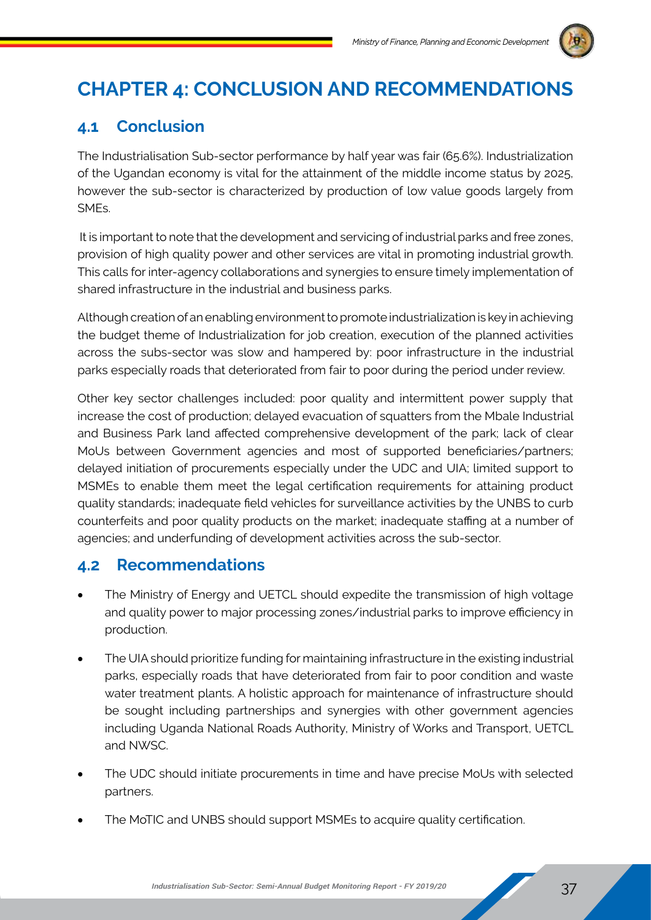# CHAPTER 4: CONCLUSION AND RECOMMENDATIONS

## 4.1 Conclusion

The Industrialisation Sub-sector performance by half year was fair (65.6%). Industrialization of the Ugandan economy is vital for the attainment of the middle income status by 2025, however the sub-sector is characterized by production of low value goods largely from SMEs.

It is important to note that the development and servicing of industrial parks and free zones, provision of high quality power and other services are vital in promoting industrial growth. This calls for inter-agency collaborations and synergies to ensure timely implementation of shared infrastructure in the industrial and business parks.

Although creation of an enabling environment to promote industrialization is key in achieving the budget theme of Industrialization for job creation, execution of the planned activities across the subs-sector was slow and hampered by: poor infrastructure in the industrial parks especially roads that deteriorated from fair to poor during the period under review.

Other key sector challenges included: poor quality and intermittent power supply that increase the cost of production; delayed evacuation of squatters from the Mbale Industrial and Business Park land affected comprehensive development of the park; lack of clear MoUs between Government agencies and most of supported beneficiaries/partners; delayed initiation of procurements especially under the UDC and UIA; limited support to MSMEs to enable them meet the legal certification requirements for attaining product quality standards; inadequate field vehicles for surveillance activities by the UNBS to curb counterfeits and poor quality products on the market; inadequate staffing at a number of agencies; and underfunding of development activities across the sub-sector.

## 4.2 Recommendations

- The Ministry of Energy and UETCL should expedite the transmission of high voltage and quality power to major processing zones/industrial parks to improve efficiency in production.
- The UIA should prioritize funding for maintaining infrastructure in the existing industrial parks, especially roads that have deteriorated from fair to poor condition and waste water treatment plants. A holistic approach for maintenance of infrastructure should be sought including partnerships and synergies with other government agencies including Uganda National Roads Authority, Ministry of Works and Transport, UETCL and NWSC.
- The UDC should initiate procurements in time and have precise MoUs with selected partners.
- The MoTIC and UNBS should support MSMEs to acquire quality certification.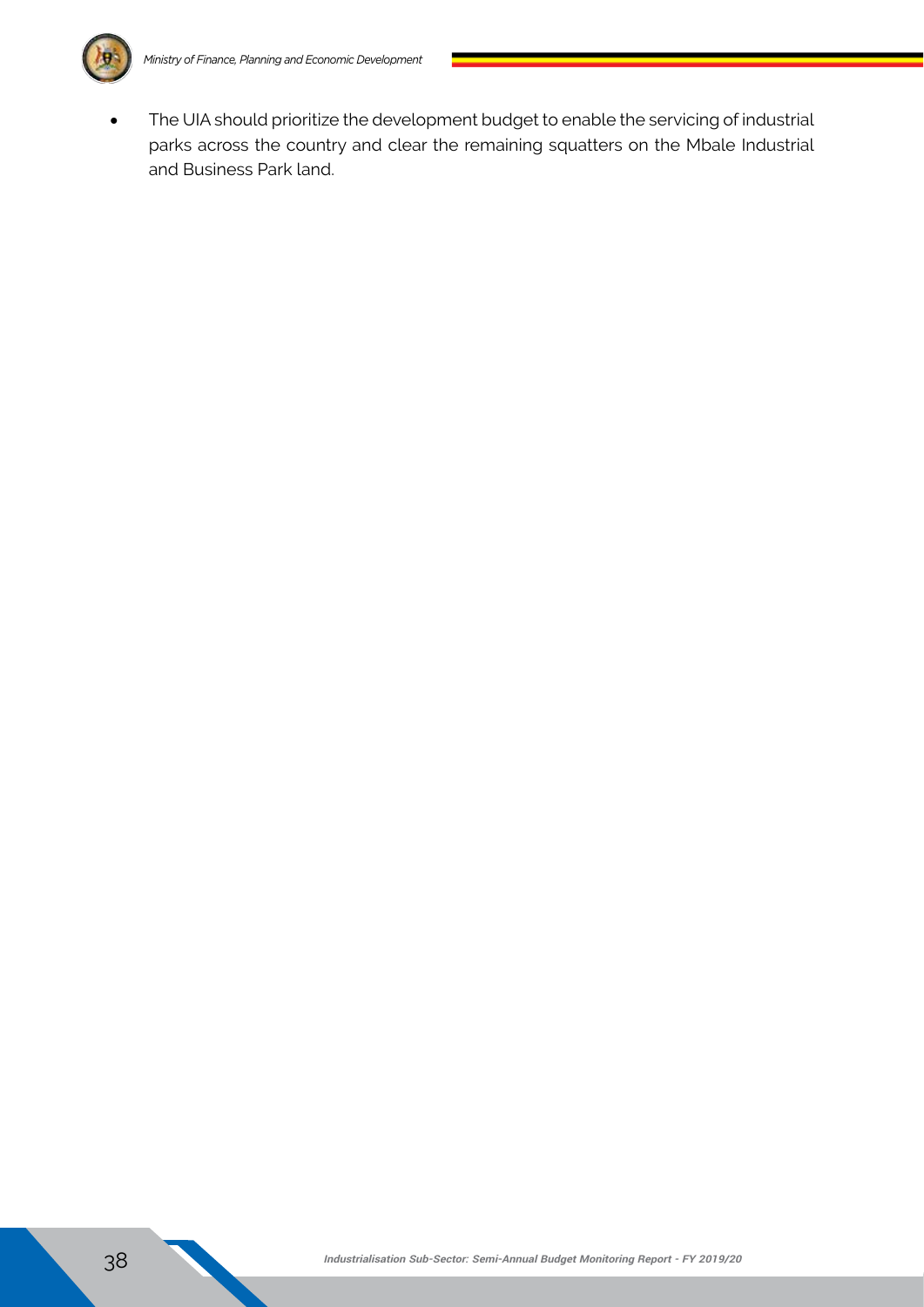- The UIA should prioritize the development budget to enable the servicing of industrial parks across the country and clear the remaining squatters on the Mbale Industrial and Business Park land.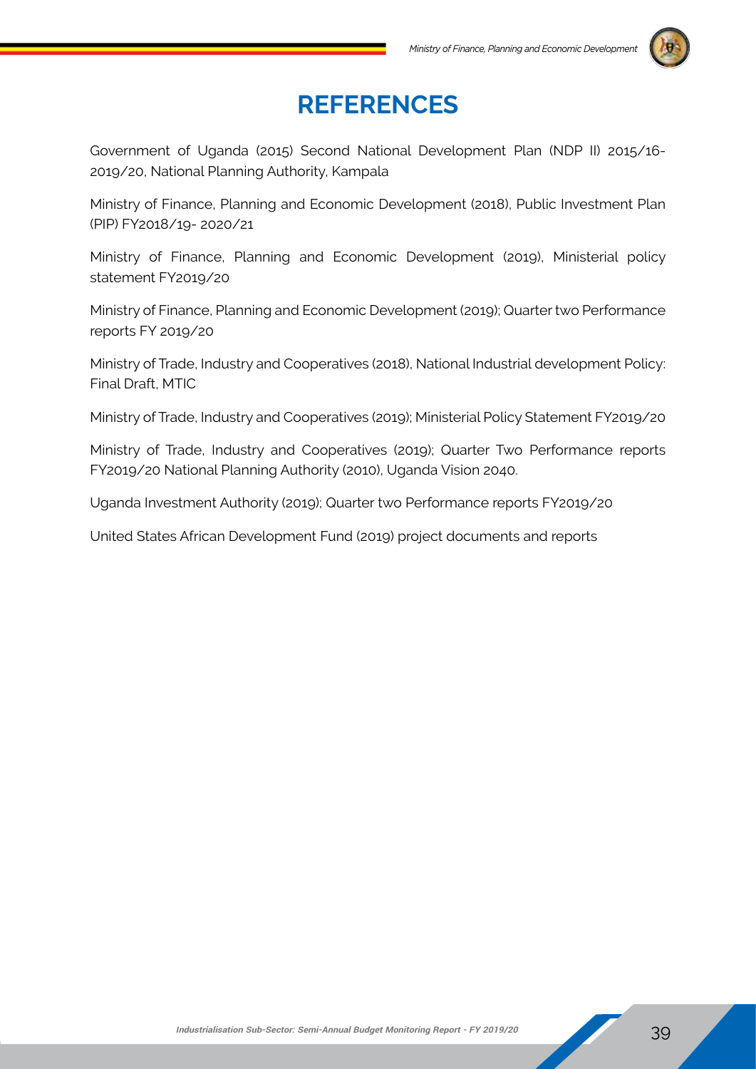# REFERENCES

Government of Uganda (2015) Second National Development Plan (NDP II) 2015/16-2019/20, National Planning Authority, Kampala

Ministry of Finance, Planning and Economic Development (2018), Public Investment Plan (PIP) FY2018/19- 2020/21

Ministry of Finance, Planning and Economic Development (2019), Ministerial policy statement FY2019/20

Ministry of Finance, Planning and Economic Development (2019); Quarter two Performance reports FY 2019/20

Ministry of Trade, Industry and Cooperatives (2018), National Industrial development Policy: Final Draft, MTIC

Ministry of Trade, Industry and Cooperatives (2019); Ministerial Policy Statement FY2019/20

Ministry of Trade, Industry and Cooperatives (2019); Quarter Two Performance reports FY2019/20 National Planning Authority (2010), Uganda Vision 2040.

Uganda Investment Authority (2019); Quarter two Performance reports FY2019/20

United States African Development Fund (2019) project documents and reports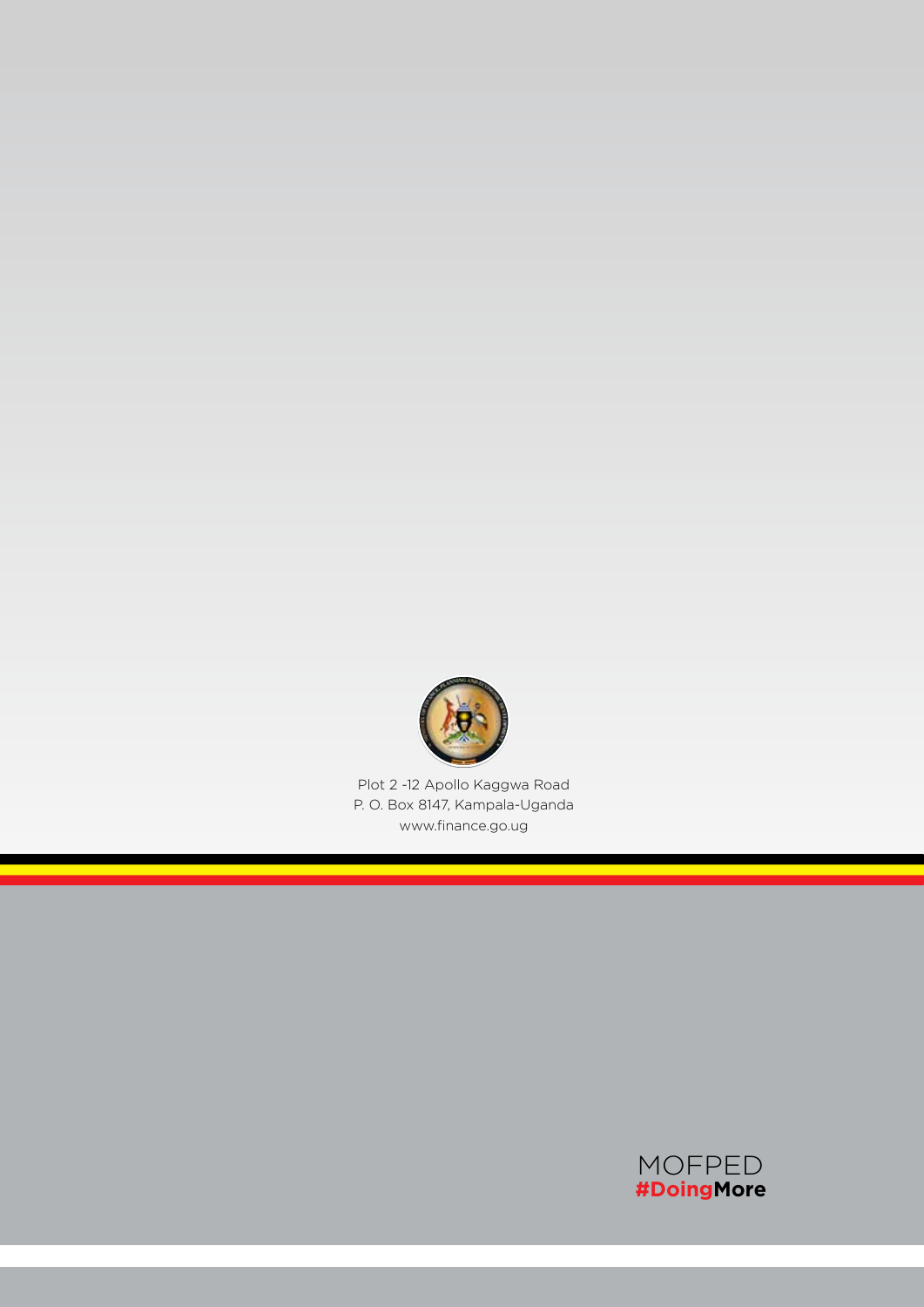Plot 2 -12 Apollo Kaggwa Road
P. O. Box 8147, Kampala-Uganda
www.finance.go.ug

MOFPED
**#DoingMore**